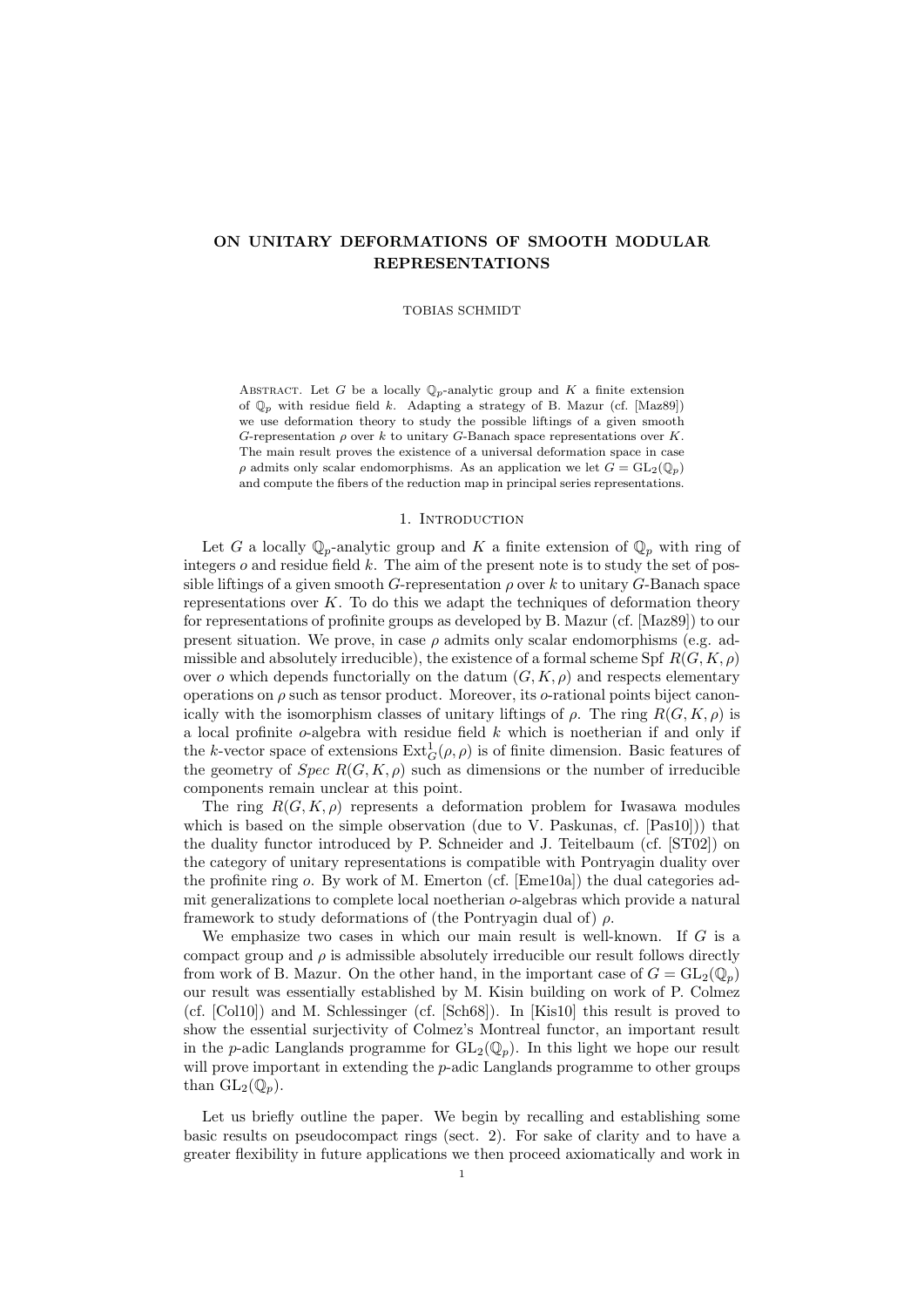# ON UNITARY DEFORMATIONS OF SMOOTH MODULAR REPRESENTATIONS

TOBIAS SCHMIDT

ABSTRACT. Let $G$ be a locally $\mathbb{Q}_p$-analytic group and $K$ a finite extension of $\mathbb{Q}_p$ with residue field $k$. Adapting a strategy of B. Mazur (cf. [Maz89]) we use deformation theory to study the possible liftings of a given smooth $G$-representation $\rho$ over $k$ to unitary $G$-Banach space representations over $K$. The main result proves the existence of a universal deformation space in case $\rho$ admits only scalar endomorphisms. As an application we let $G = \mathrm{GL}_2(\mathbb{Q}_p)$ and compute the fibers of the reduction map in principal series representations.

## 1. Introduction

Let $G$ a locally $\mathbb{Q}_p$-analytic group and $K$ a finite extension of $\mathbb{Q}_p$ with ring of integers $o$ and residue field $k$. The aim of the present note is to study the set of possible liftings of a given smooth $G$-representation $\rho$ over $k$ to unitary $G$-Banach space representations over $K$. To do this we adapt the techniques of deformation theory for representations of profinite groups as developed by B. Mazur (cf. [Maz89]) to our present situation. We prove, in case $\rho$ admits only scalar endomorphisms (e.g. admissible and absolutely irreducible), the existence of a formal scheme Spf $R(G, K, \rho)$ over $o$ which depends functorially on the datum $(G, K, \rho)$ and respects elementary operations on $\rho$ such as tensor product. Moreover, its $o$-rational points biject canonically with the isomorphism classes of unitary liftings of $\rho$. The ring $R(G, K, \rho)$ is a local profinite $o$-algebra with residue field $k$ which is noetherian if and only if the $k$-vector space of extensions $\mathrm{Ext}^1_G(\rho, \rho)$ is of finite dimension. Basic features of the geometry of *Spec* $R(G, K, \rho)$ such as dimensions or the number of irreducible components remain unclear at this point.

The ring $R(G, K, \rho)$ represents a deformation problem for Iwasawa modules which is based on the simple observation (due to V. Paskunas, cf. [Pas10])) that the duality functor introduced by P. Schneider and J. Teitelbaum (cf. [ST02]) on the category of unitary representations is compatible with Pontryagin duality over the profinite ring $o$. By work of M. Emerton (cf. [Eme10a]) the dual categories admit generalizations to complete local noetherian $o$-algebras which provide a natural framework to study deformations of (the Pontryagin dual of) $\rho$.

We emphasize two cases in which our main result is well-known. If $G$ is a compact group and $\rho$ is admissible absolutely irreducible our result follows directly from work of B. Mazur. On the other hand, in the important case of $G = \mathrm{GL}_2(\mathbb{Q}_p)$ our result was essentially established by M. Kisin building on work of P. Colmez (cf. [Col10]) and M. Schlessinger (cf. [Sch68]). In [Kis10] this result is proved to show the essential surjectivity of Colmez's Montreal functor, an important result in the $p$-adic Langlands programme for $\mathrm{GL}_2(\mathbb{Q}_p)$. In this light we hope our result will prove important in extending the $p$-adic Langlands programme to other groups than $\mathrm{GL}_2(\mathbb{Q}_p)$.

Let us briefly outline the paper. We begin by recalling and establishing some basic results on pseudocompact rings (sect. 2). For sake of clarity and to have a greater flexibility in future applications we then proceed axiomatically and work in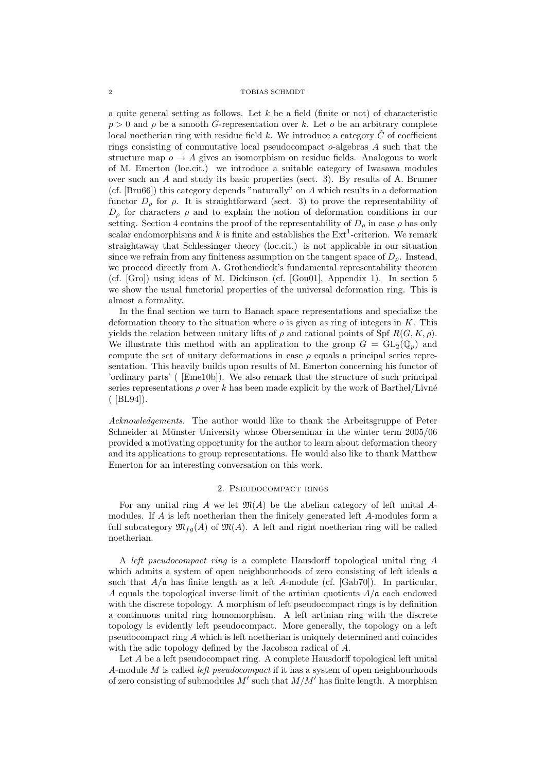a quite general setting as follows. Let $k$ be a field (finite or not) of characteristic $p > 0$ and $\rho$ be a smooth $G$-representation over $k$. Let $o$ be an arbitrary complete local noetherian ring with residue field $k$. We introduce a category $\hat{C}$ of coefficient rings consisting of commutative local pseudocompact $o$-algebras $A$ such that the structure map $o \rightarrow A$ gives an isomorphism on residue fields. Analogous to work of M. Emerton (loc.cit.) we introduce a suitable category of Iwasawa modules over such an $A$ and study its basic properties (sect. 3). By results of A. Brumer (cf. [Bru66]) this category depends "naturally" on $A$ which results in a deformation functor $D_\rho$ for $\rho$. It is straightforward (sect. 3) to prove the representability of $D_\rho$ for characters $\rho$ and to explain the notion of deformation conditions in our setting. Section 4 contains the proof of the representability of $D_\rho$ in case $\rho$ has only scalar endomorphisms and $k$ is finite and establishes the $\mathrm{Ext}^1$-criterion. We remark straightaway that Schlessinger theory (loc.cit.) is not applicable in our situation since we refrain from any finiteness assumption on the tangent space of $D_\rho$. Instead, we proceed directly from A. Grothendieck's fundamental representability theorem (cf. [Gro]) using ideas of M. Dickinson (cf. [Gou01], Appendix 1). In section 5 we show the usual functorial properties of the universal deformation ring. This is almost a formality.

In the final section we turn to Banach space representations and specialize the deformation theory to the situation where $o$ is given as ring of integers in $K$. This yields the relation between unitary lifts of $\rho$ and rational points of $\mathrm{Spf}\ R(G, K, \rho)$. We illustrate this method with an application to the group $G = \mathrm{GL}_2(\mathbb{Q}_p)$ and compute the set of unitary deformations in case $\rho$ equals a principal series representation. This heavily builds upon results of M. Emerton concerning his functor of 'ordinary parts' ( [Eme10b]). We also remark that the structure of such principal series representations $\rho$ over $k$ has been made explicit by the work of Barthel/Livné ( [BL94]).

*Acknowledgements.* The author would like to thank the Arbeitsgruppe of Peter Schneider at Münster University whose Oberseminar in the winter term 2005/06 provided a motivating opportunity for the author to learn about deformation theory and its applications to group representations. He would also like to thank Matthew Emerton for an interesting conversation on this work.

## 2. Pseudocompact rings

For any unital ring $A$ we let $\mathfrak{M}(A)$ be the abelian category of left unital $A$-modules. If $A$ is left noetherian then the finitely generated left $A$-modules form a full subcategory $\mathfrak{M}_{fg}(A)$ of $\mathfrak{M}(A)$. A left and right noetherian ring will be called noetherian.

A *left pseudocompact ring* is a complete Hausdorff topological unital ring $A$ which admits a system of open neighbourhoods of zero consisting of left ideals $\mathfrak{a}$ such that $A/\mathfrak{a}$ has finite length as a left $A$-module (cf. [Gab70]). In particular, $A$ equals the topological inverse limit of the artinian quotients $A/\mathfrak{a}$ each endowed with the discrete topology. A morphism of left pseudocompact rings is by definition a continuous unital ring homomorphism. A left artinian ring with the discrete topology is evidently left pseudocompact. More generally, the topology on a left pseudocompact ring $A$ which is left noetherian is uniquely determined and coincides with the adic topology defined by the Jacobson radical of $A$.

Let $A$ be a left pseudocompact ring. A complete Hausdorff topological left unital $A$-module $M$ is called *left pseudocompact* if it has a system of open neighbourhoods of zero consisting of submodules $M'$ such that $M/M'$ has finite length. A morphism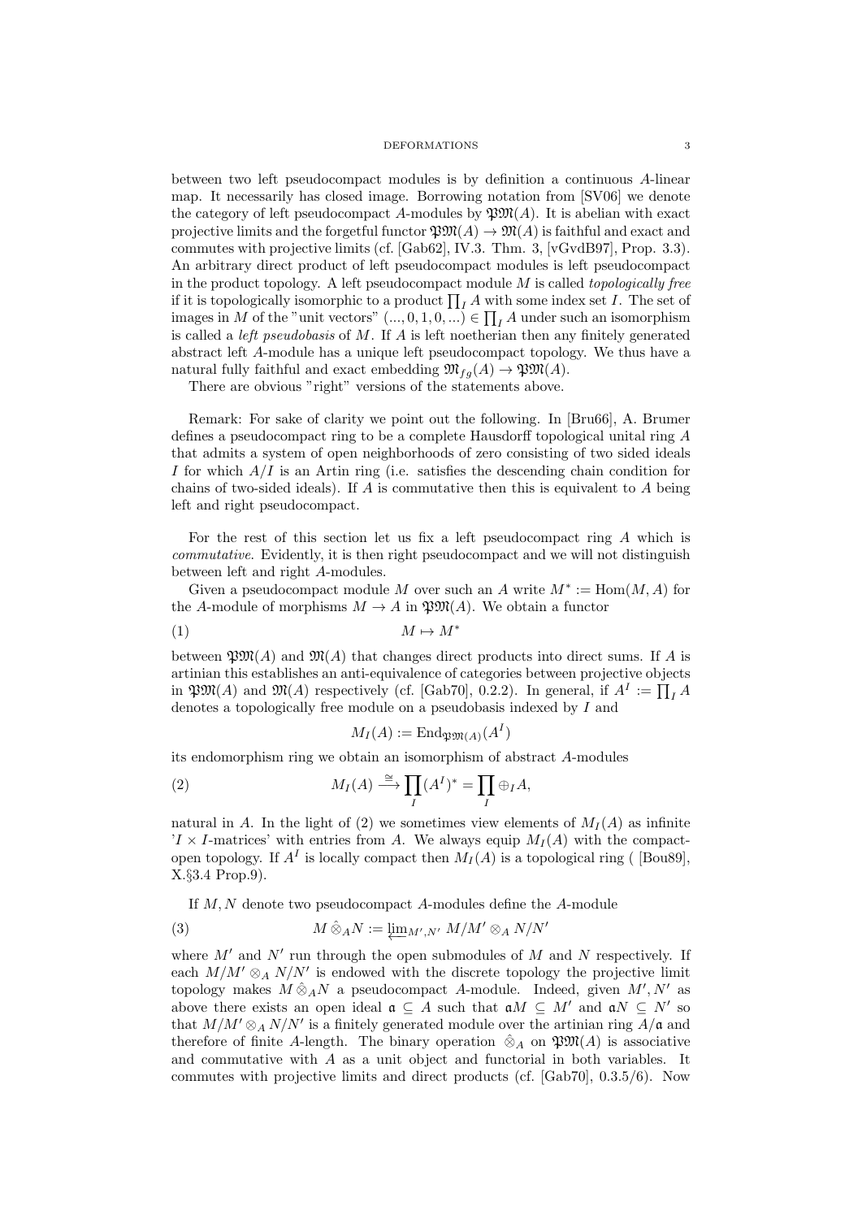between two left pseudocompact modules is by definition a continuous $A$-linear map. It necessarily has closed image. Borrowing notation from [SV06] we denote the category of left pseudocompact $A$-modules by $\mathfrak{PM}(A)$. It is abelian with exact projective limits and the forgetful functor $\mathfrak{PM}(A) \to \mathfrak{M}(A)$ is faithful and exact and commutes with projective limits (cf. [Gab62], IV.3. Thm. 3, [vGvdB97], Prop. 3.3). An arbitrary direct product of left pseudocompact modules is left pseudocompact in the product topology. A left pseudocompact module $M$ is called *topologically free* if it is topologically isomorphic to a product $\prod_I A$ with some index set $I$. The set of images in $M$ of the "unit vectors" $(..., 0, 1, 0, ...) \in \prod_I A$ under such an isomorphism is called a *left pseudobasis* of $M$. If $A$ is left noetherian then any finitely generated abstract left $A$-module has a unique left pseudocompact topology. We thus have a natural fully faithful and exact embedding $\mathfrak{M}_{fg}(A) \to \mathfrak{PM}(A)$.

There are obvious "right" versions of the statements above.

Remark: For sake of clarity we point out the following. In [Bru66], A. Brumer defines a pseudocompact ring to be a complete Hausdorff topological unital ring $A$ that admits a system of open neighborhoods of zero consisting of two sided ideals $I$ for which $A/I$ is an Artin ring (i.e. satisfies the descending chain condition for chains of two-sided ideals). If $A$ is commutative then this is equivalent to $A$ being left and right pseudocompact.

For the rest of this section let us fix a left pseudocompact ring $A$ which is *commutative*. Evidently, it is then right pseudocompact and we will not distinguish between left and right $A$-modules.

Given a pseudocompact module $M$ over such an $A$ write $M^* := \mathrm{Hom}(M, A)$ for the $A$-module of morphisms $M \to A$ in $\mathfrak{PM}(A)$. We obtain a functor

$$M \mapsto M^* \tag{1}$$

between $\mathfrak{PM}(A)$ and $\mathfrak{M}(A)$ that changes direct products into direct sums. If $A$ is artinian this establishes an anti-equivalence of categories between projective objects in $\mathfrak{PM}(A)$ and $\mathfrak{M}(A)$ respectively (cf. [Gab70], 0.2.2). In general, if $A^I := \prod_I A$ denotes a topologically free module on a pseudobasis indexed by $I$ and

$$M_I(A) := \mathrm{End}_{\mathfrak{PM}(A)}(A^I)$$

its endomorphism ring we obtain an isomorphism of abstract $A$-modules

$$M_I(A) \xrightarrow{\cong} \prod_I (A^I)^* = \prod_I \oplus_I A, \tag{2}$$

natural in $A$. In the light of (2) we sometimes view elements of $M_I(A)$ as infinite '$I \times I$-matrices' with entries from $A$. We always equip $M_I(A)$ with the compact-open topology. If $A^I$ is locally compact then $M_I(A)$ is a topological ring ( [Bou89], X.§3.4 Prop.9).

If $M, N$ denote two pseudocompact $A$-modules define the $A$-module

$$M \hat{\otimes}_A N := \varprojlim_{M',N'} M/M' \otimes_A N/N' \tag{3}$$

where $M'$ and $N'$ run through the open submodules of $M$ and $N$ respectively. If each $M/M' \otimes_A N/N'$ is endowed with the discrete topology the projective limit topology makes $M \hat{\otimes}_A N$ a pseudocompact $A$-module. Indeed, given $M', N'$ as above there exists an open ideal $\mathfrak{a} \subseteq A$ such that $\mathfrak{a}M \subseteq M'$ and $\mathfrak{a}N \subseteq N'$ so that $M/M' \otimes_A N/N'$ is a finitely generated module over the artinian ring $A/\mathfrak{a}$ and therefore of finite $A$-length. The binary operation $\hat{\otimes}_A$ on $\mathfrak{PM}(A)$ is associative and commutative with $A$ as a unit object and functorial in both variables. It commutes with projective limits and direct products (cf. [Gab70], 0.3.5/6). Now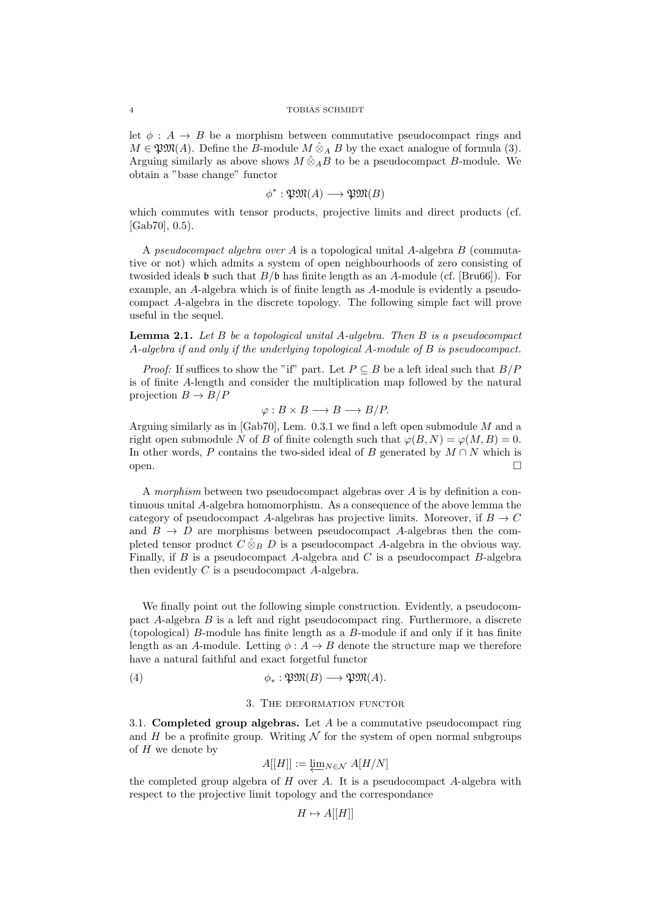let $\phi : A \to B$ be a morphism between commutative pseudocompact rings and $M \in \mathfrak{PM}(A)$. Define the $B$-module $M \hat{\otimes}_A B$ by the exact analogue of formula (3). Arguing similarly as above shows $M \hat{\otimes}_A B$ to be a pseudocompact $B$-module. We obtain a "base change" functor

$$\phi^* : \mathfrak{PM}(A) \longrightarrow \mathfrak{PM}(B)$$

which commutes with tensor products, projective limits and direct products (cf. [Gab70], 0.5).

A *pseudocompact algebra over* $A$ is a topological unital $A$-algebra $B$ (commutative or not) which admits a system of open neighbourhoods of zero consisting of twosided ideals $\mathfrak{b}$ such that $B/\mathfrak{b}$ has finite length as an $A$-module (cf. [Bru66]). For example, an $A$-algebra which is of finite length as $A$-module is evidently a pseudocompact $A$-algebra in the discrete topology. The following simple fact will prove useful in the sequel.

**Lemma 2.1.** *Let $B$ be a topological unital $A$-algebra. Then $B$ is a pseudocompact $A$-algebra if and only if the underlying topological $A$-module of $B$ is pseudocompact.*

*Proof:* If suffices to show the "if" part. Let $P \subseteq B$ be a left ideal such that $B/P$ is of finite $A$-length and consider the multiplication map followed by the natural projection $B \to B/P$

$$\varphi : B \times B \longrightarrow B \longrightarrow B/P.$$

Arguing similarly as in [Gab70], Lem. 0.3.1 we find a left open submodule $M$ and a right open submodule $N$ of $B$ of finite colength such that $\varphi(B, N) = \varphi(M, B) = 0$. In other words, $P$ contains the two-sided ideal of $B$ generated by $M \cap N$ which is open. □

A *morphism* between two pseudocompact algebras over $A$ is by definition a continuous unital $A$-algebra homomorphism. As a consequence of the above lemma the category of pseudocompact $A$-algebras has projective limits. Moreover, if $B \to C$ and $B \to D$ are morphisms between pseudocompact $A$-algebras then the completed tensor product $C \hat{\otimes}_B D$ is a pseudocompact $A$-algebra in the obvious way. Finally, if $B$ is a pseudocompact $A$-algebra and $C$ is a pseudocompact $B$-algebra then evidently $C$ is a pseudocompact $A$-algebra.

We finally point out the following simple construction. Evidently, a pseudocompact $A$-algebra $B$ is a left and right pseudocompact ring. Furthermore, a discrete (topological) $B$-module has finite length as a $B$-module if and only if it has finite length as an $A$-module. Letting $\phi : A \to B$ denote the structure map we therefore have a natural faithful and exact forgetful functor

$$\phi_* : \mathfrak{PM}(B) \longrightarrow \mathfrak{PM}(A). \tag{4}$$

## 3. The deformation functor

**3.1. Completed group algebras.** Let $A$ be a commutative pseudocompact ring and $H$ be a profinite group. Writing $\mathcal{N}$ for the system of open normal subgroups of $H$ we denote by

$$A[[H]] := \varprojlim_{N \in \mathcal{N}} A[H/N]$$

the completed group algebra of $H$ over $A$. It is a pseudocompact $A$-algebra with respect to the projective limit topology and the correspondance

$$H \mapsto A[[H]]$$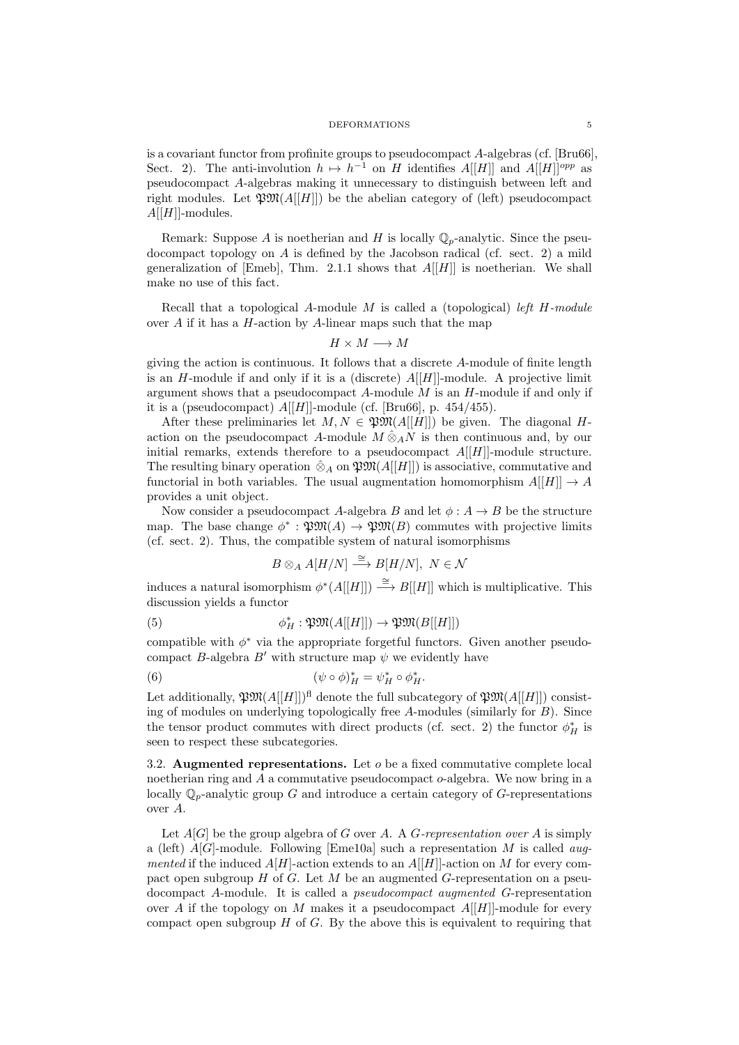is a covariant functor from profinite groups to pseudocompact $A$-algebras (cf. [Bru66], Sect. 2). The anti-involution $h \mapsto h^{-1}$ on $H$ identifies $A[[H]]$ and $A[[H]]^{opp}$ as pseudocompact $A$-algebras making it unnecessary to distinguish between left and right modules. Let $\mathfrak{PM}(A[[H]])$ be the abelian category of (left) pseudocompact $A[[H]]$-modules.

Remark: Suppose $A$ is noetherian and $H$ is locally $\mathbb{Q}_p$-analytic. Since the pseudocompact topology on $A$ is defined by the Jacobson radical (cf. sect. 2) a mild generalization of [Emeb], Thm. 2.1.1 shows that $A[[H]]$ is noetherian. We shall make no use of this fact.

Recall that a topological $A$-module $M$ is called a (topological) *left $H$-module* over $A$ if it has a $H$-action by $A$-linear maps such that the map

$$H \times M \longrightarrow M$$

giving the action is continuous. It follows that a discrete $A$-module of finite length is an $H$-module if and only if it is a (discrete) $A[[H]]$-module. A projective limit argument shows that a pseudocompact $A$-module $M$ is an $H$-module if and only if it is a (pseudocompact) $A[[H]]$-module (cf. [Bru66], p. 454/455).

After these preliminaries let $M, N \in \mathfrak{PM}(A[[H]])$ be given. The diagonal $H$-action on the pseudocompact $A$-module $M \hat{\otimes}_A N$ is then continuous and, by our initial remarks, extends therefore to a pseudocompact $A[[H]]$-module structure. The resulting binary operation $\hat{\otimes}_A$ on $\mathfrak{PM}(A[[H]])$ is associative, commutative and functorial in both variables. The usual augmentation homomorphism $A[[H]] \to A$ provides a unit object.

Now consider a pseudocompact $A$-algebra $B$ and let $\phi : A \to B$ be the structure map. The base change $\phi^* : \mathfrak{PM}(A) \to \mathfrak{PM}(B)$ commutes with projective limits (cf. sect. 2). Thus, the compatible system of natural isomorphisms

$$B \otimes_A A[H/N] \xrightarrow{\cong} B[H/N], \; N \in \mathcal{N}$$

induces a natural isomorphism $\phi^*(A[[H]]) \xrightarrow{\cong} B[[H]]$ which is multiplicative. This discussion yields a functor

$$\phi_H^* : \mathfrak{PM}(A[[H]]) \to \mathfrak{PM}(B[[H]]) \tag{5}$$

compatible with $\phi^*$ via the appropriate forgetful functors. Given another pseudocompact $B$-algebra $B'$ with structure map $\psi$ we evidently have

$$(\psi \circ \phi)_H^* = \psi_H^* \circ \phi_H^*. \tag{6}$$

Let additionally, $\mathfrak{PM}(A[[H]])^{\mathrm{fl}}$ denote the full subcategory of $\mathfrak{PM}(A[[H]])$ consisting of modules on underlying topologically free $A$-modules (similarly for $B$). Since the tensor product commutes with direct products (cf. sect. 2) the functor $\phi_H^*$ is seen to respect these subcategories.

### 3.2. Augmented representations.

Let $o$ be a fixed commutative complete local noetherian ring and $A$ a commutative pseudocompact $o$-algebra. We now bring in a locally $\mathbb{Q}_p$-analytic group $G$ and introduce a certain category of $G$-representations over $A$.

Let $A[G]$ be the group algebra of $G$ over $A$. A *$G$-representation over $A$* is simply a (left) $A[G]$-module. Following [Eme10a] such a representation $M$ is called *augmented* if the induced $A[H]$-action extends to an $A[[H]]$-action on $M$ for every compact open subgroup $H$ of $G$. Let $M$ be an augmented $G$-representation on a pseudocompact $A$-module. It is called a *pseudocompact augmented* $G$-representation over $A$ if the topology on $M$ makes it a pseudocompact $A[[H]]$-module for every compact open subgroup $H$ of $G$. By the above this is equivalent to requiring that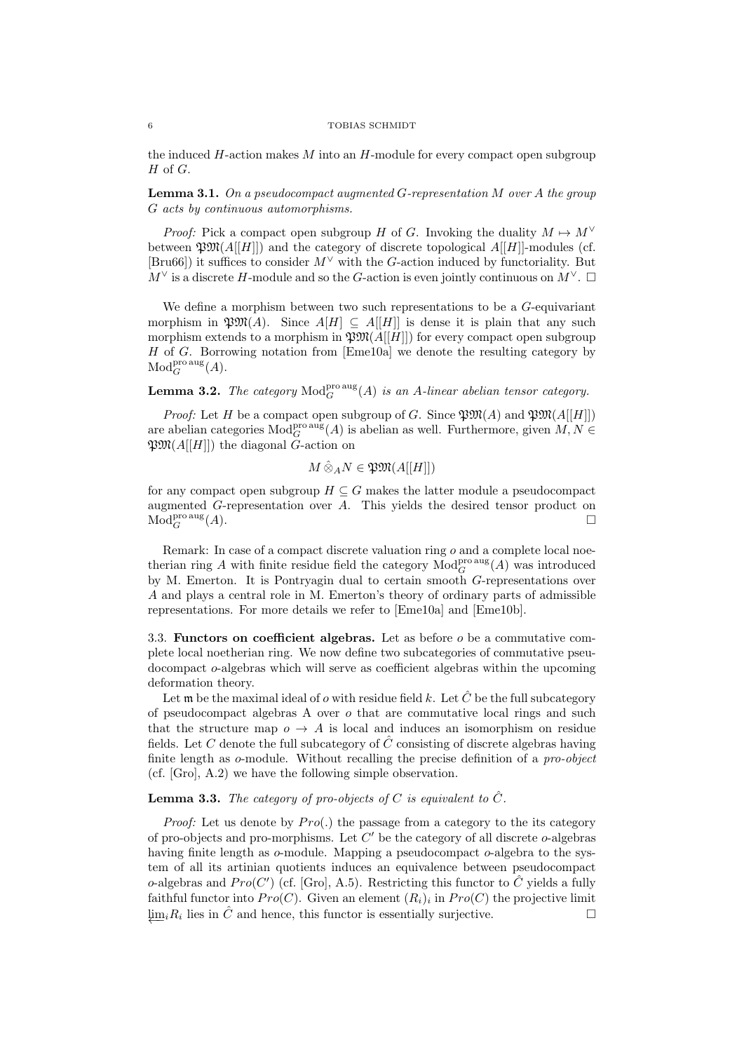the induced $H$-action makes $M$ into an $H$-module for every compact open subgroup $H$ of $G$.

**Lemma 3.1.** *On a pseudocompact augmented $G$-representation $M$ over $A$ the group $G$ acts by continuous automorphisms.*

*Proof:* Pick a compact open subgroup $H$ of $G$. Invoking the duality $M \mapsto M^\vee$ between $\mathfrak{PM}(A[[H]])$ and the category of discrete topological $A[[H]]$-modules (cf. [Bru66]) it suffices to consider $M^\vee$ with the $G$-action induced by functoriality. But $M^\vee$ is a discrete $H$-module and so the $G$-action is even jointly continuous on $M^\vee$. □

We define a morphism between two such representations to be a $G$-equivariant morphism in $\mathfrak{PM}(A)$. Since $A[H] \subseteq A[[H]]$ is dense it is plain that any such morphism extends to a morphism in $\mathfrak{PM}(A[[H]])$ for every compact open subgroup $H$ of $G$. Borrowing notation from [Eme10a] we denote the resulting category by $\mathrm{Mod}_G^{\mathrm{pro\,aug}}(A)$.

**Lemma 3.2.** *The category $\mathrm{Mod}_G^{\mathrm{pro\,aug}}(A)$ is an $A$-linear abelian tensor category.*

*Proof:* Let $H$ be a compact open subgroup of $G$. Since $\mathfrak{PM}(A)$ and $\mathfrak{PM}(A[[H]])$ are abelian categories $\mathrm{Mod}_G^{\mathrm{pro\,aug}}(A)$ is abelian as well. Furthermore, given $M, N \in \mathfrak{PM}(A[[H]])$ the diagonal $G$-action on

$$M \hat{\otimes}_A N \in \mathfrak{PM}(A[[H]])$$

for any compact open subgroup $H \subseteq G$ makes the latter module a pseudocompact augmented $G$-representation over $A$. This yields the desired tensor product on $\mathrm{Mod}_G^{\mathrm{pro\,aug}}(A)$. □

Remark: In case of a compact discrete valuation ring $o$ and a complete local noetherian ring $A$ with finite residue field the category $\mathrm{Mod}_G^{\mathrm{pro\,aug}}(A)$ was introduced by M. Emerton. It is Pontryagin dual to certain smooth $G$-representations over $A$ and plays a central role in M. Emerton's theory of ordinary parts of admissible representations. For more details we refer to [Eme10a] and [Eme10b].

3.3. **Functors on coefficient algebras.** Let as before $o$ be a commutative complete local noetherian ring. We now define two subcategories of commutative pseudocompact $o$-algebras which will serve as coefficient algebras within the upcoming deformation theory.

Let $\mathfrak{m}$ be the maximal ideal of $o$ with residue field $k$. Let $\hat{C}$ be the full subcategory of pseudocompact algebras A over $o$ that are commutative local rings and such that the structure map $o \to A$ is local and induces an isomorphism on residue fields. Let $C$ denote the full subcategory of $\hat{C}$ consisting of discrete algebras having finite length as $o$-module. Without recalling the precise definition of a *pro-object* (cf. [Gro], A.2) we have the following simple observation.

**Lemma 3.3.** *The category of pro-objects of $C$ is equivalent to $\hat{C}$.*

*Proof:* Let us denote by $Pro(.)$ the passage from a category to the its category of pro-objects and pro-morphisms. Let $C'$ be the category of all discrete $o$-algebras having finite length as $o$-module. Mapping a pseudocompact $o$-algebra to the system of all its artinian quotients induces an equivalence between pseudocompact $o$-algebras and $Pro(C')$ (cf. [Gro], A.5). Restricting this functor to $\hat{C}$ yields a fully faithful functor into $Pro(C)$. Given an element $(R_i)_i$ in $Pro(C)$ the projective limit $\varprojlim_i R_i$ lies in $\hat{C}$ and hence, this functor is essentially surjective. □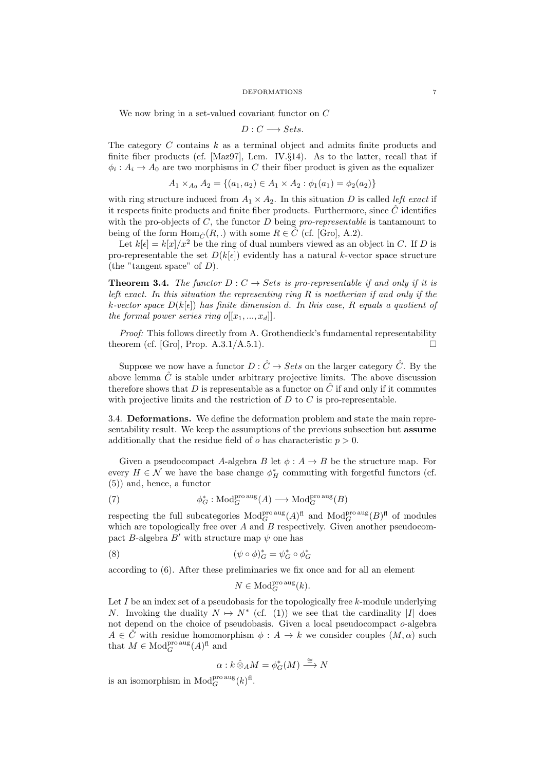We now bring in a set-valued covariant functor on $C$

$$D : C \longrightarrow Sets.$$

The category $C$ contains $k$ as a terminal object and admits finite products and finite fiber products (cf. [Maz97], Lem. IV.§14). As to the latter, recall that if $\phi_i : A_i \to A_0$ are two morphisms in $C$ their fiber product is given as the equalizer

$$A_1 \times_{A_0} A_2 = \{(a_1, a_2) \in A_1 \times A_2 : \phi_1(a_1) = \phi_2(a_2)\}$$

with ring structure induced from $A_1 \times A_2$. In this situation $D$ is called *left exact* if it respects finite products and finite fiber products. Furthermore, since $\hat{C}$ identifies with the pro-objects of $C$, the functor $D$ being *pro-representable* is tantamount to being of the form $\mathrm{Hom}_{\hat{C}}(R, .)$ with some $R \in \hat{C}$ (cf. [Gro], A.2).

Let $k[\epsilon] = k[x]/x^2$ be the ring of dual numbers viewed as an object in $C$. If $D$ is pro-representable the set $D(k[\epsilon])$ evidently has a natural $k$-vector space structure (the "tangent space" of $D$).

**Theorem 3.4.** *The functor $D : C \to Sets$ is pro-representable if and only if it is left exact. In this situation the representing ring $R$ is noetherian if and only if the $k$-vector space $D(k[\epsilon])$ has finite dimension $d$. In this case, $R$ equals a quotient of the formal power series ring $o[[x_1, ..., x_d]]$.*

*Proof:* This follows directly from A. Grothendieck's fundamental representability theorem (cf. [Gro], Prop. A.3.1/A.5.1). □

Suppose we now have a functor $D : \hat{C} \to Sets$ on the larger category $\hat{C}$. By the above lemma $\hat{C}$ is stable under arbitrary projective limits. The above discussion therefore shows that $D$ is representable as a functor on $\hat{C}$ if and only if it commutes with projective limits and the restriction of $D$ to $C$ is pro-representable.

3.4. **Deformations.** We define the deformation problem and state the main representability result. We keep the assumptions of the previous subsection but **assume** additionally that the residue field of $o$ has characteristic $p > 0$.

Given a pseudocompact $A$-algebra $B$ let $\phi : A \to B$ be the structure map. For every $H \in \mathcal{N}$ we have the base change $\phi_H^*$ commuting with forgetful functors (cf. (5)) and, hence, a functor

$$\phi_G^* : \mathrm{Mod}_G^{\mathrm{pro\,aug}}(A) \longrightarrow \mathrm{Mod}_G^{\mathrm{pro\,aug}}(B) \tag{7}$$

respecting the full subcategories $\mathrm{Mod}_G^{\mathrm{pro\,aug}}(A)^{\mathrm{fl}}$ and $\mathrm{Mod}_G^{\mathrm{pro\,aug}}(B)^{\mathrm{fl}}$ of modules which are topologically free over $A$ and $B$ respectively. Given another pseudocompact $B$-algebra $B'$ with structure map $\psi$ one has

$$(\psi \circ \phi)_G^* = \psi_G^* \circ \phi_G^* \tag{8}$$

according to (6). After these preliminaries we fix once and for all an element

$$N \in \mathrm{Mod}_G^{\mathrm{pro\,aug}}(k).$$

Let $I$ be an index set of a pseudobasis for the topologically free $k$-module underlying $N$. Invoking the duality $N \mapsto N^*$ (cf. (1)) we see that the cardinality $|I|$ does not depend on the choice of pseudobasis. Given a local pseudocompact $o$-algebra $A \in \hat{C}$ with residue homomorphism $\phi : A \to k$ we consider couples $(M, \alpha)$ such that $M \in \mathrm{Mod}_G^{\mathrm{pro\,aug}}(A)^{\mathrm{fl}}$ and

$$\alpha : k \hat{\otimes}_A M = \phi_G^*(M) \xrightarrow{\cong} N$$

is an isomorphism in $\mathrm{Mod}_G^{\mathrm{pro\,aug}}(k)^{\mathrm{fl}}$.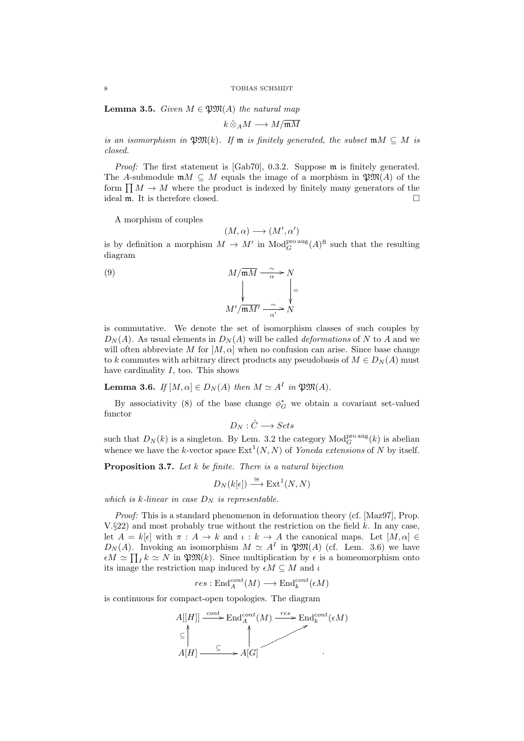**Lemma 3.5.** *Given $M \in \mathfrak{PM}(A)$ the natural map*

$$k \hat{\otimes}_A M \longrightarrow M/\overline{\mathfrak{m}M}$$

*is an isomorphism in $\mathfrak{PM}(k)$. If $\mathfrak{m}$ is finitely generated, the subset $\mathfrak{m}M \subseteq M$ is closed.*

*Proof:* The first statement is [Gab70], 0.3.2. Suppose $\mathfrak{m}$ is finitely generated. The $A$-submodule $\mathfrak{m}M \subseteq M$ equals the image of a morphism in $\mathfrak{PM}(A)$ of the form $\prod M \to M$ where the product is indexed by finitely many generators of the ideal $\mathfrak{m}$. It is therefore closed. $\square$

A morphism of couples

$$(M, \alpha) \longrightarrow (M', \alpha')$$

is by definition a morphism $M \to M'$ in $\mathrm{Mod}_G^{\mathrm{pro\,aug}}(A)^{\mathrm{fl}}$ such that the resulting diagram

$$\begin{array}{ccc} M/\overline{\mathfrak{m}M} & \xrightarrow[\alpha]{\sim} & N \\ \downarrow & & \downarrow = \\ M'/\overline{\mathfrak{m}M'} & \xrightarrow[\alpha']{\sim} & N \end{array} \tag{9}$$

is commutative. We denote the set of isomorphism classes of such couples by $D_N(A)$. As usual elements in $D_N(A)$ will be called *deformations* of $N$ to $A$ and we will often abbreviate $M$ for $[M, \alpha]$ when no confusion can arise. Since base change to $k$ commutes with arbitrary direct products any pseudobasis of $M \in D_N(A)$ must have cardinality $I$, too. This shows

**Lemma 3.6.** *If $[M, \alpha] \in D_N(A)$ then $M \simeq A^I$ in $\mathfrak{PM}(A)$.*

By associativity (8) of the base change $\phi_G^*$ we obtain a covariant set-valued functor

$$D_N : \hat{C} \longrightarrow Sets$$

such that $D_N(k)$ is a singleton. By Lem. 3.2 the category $\mathrm{Mod}_G^{\mathrm{pro\,aug}}(k)$ is abelian whence we have the $k$-vector space $\mathrm{Ext}^1(N, N)$ of *Yoneda extensions* of $N$ by itself.

**Proposition 3.7.** *Let $k$ be finite. There is a natural bijection*

$$D_N(k[\epsilon]) \xrightarrow{\cong} \mathrm{Ext}^1(N, N)$$

*which is $k$-linear in case $D_N$ is representable.*

*Proof:* This is a standard phenomenon in deformation theory (cf. [Maz97], Prop. V.§22) and most probably true without the restriction on the field $k$. In any case, let $A = k[\epsilon]$ with $\pi : A \to k$ and $\iota : k \to A$ the canonical maps. Let $[M, \alpha] \in D_N(A)$. Invoking an isomorphism $M \simeq A^I$ in $\mathfrak{PM}(A)$ (cf. Lem. 3.6) we have $\epsilon M \simeq \prod_I k \simeq N$ in $\mathfrak{PM}(k)$. Since multiplication by $\epsilon$ is a homeomorphism onto its image the restriction map induced by $\epsilon M \subseteq M$ and $\iota$

$$res : \mathrm{End}_A^{cont}(M) \longrightarrow \mathrm{End}_k^{cont}(\epsilon M)$$

is continuous for compact-open topologies. The diagram

$$\begin{array}{ccccc} A[[H]] & \xrightarrow{cont} & \mathrm{End}_A^{cont}(M) & \xrightarrow{res} & \mathrm{End}_k^{cont}(\epsilon M) \\ \subseteq \uparrow & & \uparrow & \nearrow & \\ A[H] & \xrightarrow{\subseteq} & A[G] & & \end{array}$$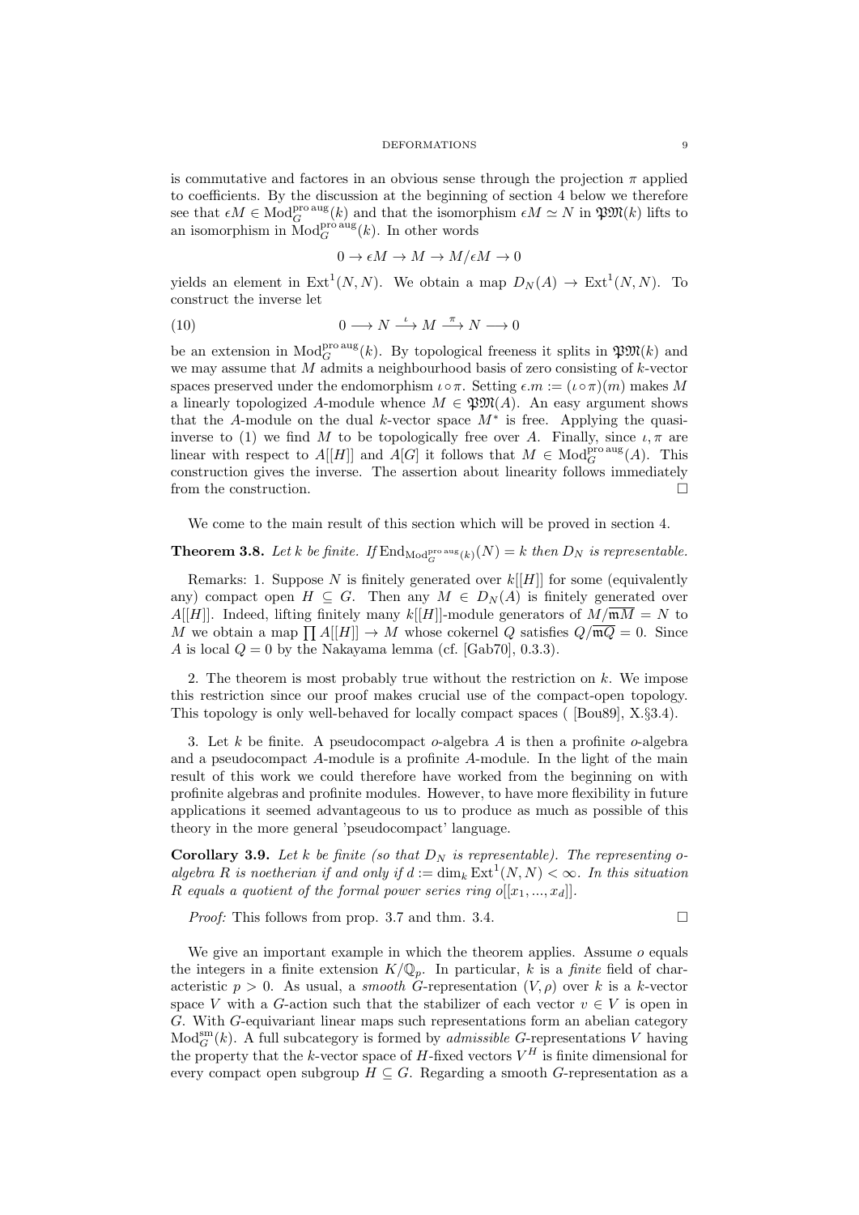is commutative and factores in an obvious sense through the projection $\pi$ applied to coefficients. By the discussion at the beginning of section 4 below we therefore see that $\epsilon M \in \mathrm{Mod}_G^{\mathrm{pro\,aug}}(k)$ and that the isomorphism $\epsilon M \simeq N$ in $\mathfrak{PM}(k)$ lifts to an isomorphism in $\mathrm{Mod}_G^{\mathrm{pro\,aug}}(k)$. In other words

$$0 \to \epsilon M \to M \to M/\epsilon M \to 0$$

yields an element in $\mathrm{Ext}^1(N,N)$. We obtain a map $D_N(A) \to \mathrm{Ext}^1(N,N)$. To construct the inverse let

$$0 \longrightarrow N \xrightarrow{\iota} M \xrightarrow{\pi} N \longrightarrow 0 \tag{10}$$

be an extension in $\mathrm{Mod}_G^{\mathrm{pro\,aug}}(k)$. By topological freeness it splits in $\mathfrak{PM}(k)$ and we may assume that $M$ admits a neighbourhood basis of zero consisting of $k$-vector spaces preserved under the endomorphism $\iota \circ \pi$. Setting $\epsilon.m := (\iota \circ \pi)(m)$ makes $M$ a linearly topologized $A$-module whence $M \in \mathfrak{PM}(A)$. An easy argument shows that the $A$-module on the dual $k$-vector space $M^*$ is free. Applying the quasi-inverse to (1) we find $M$ to be topologically free over $A$. Finally, since $\iota, \pi$ are linear with respect to $A[[H]]$ and $A[G]$ it follows that $M \in \mathrm{Mod}_G^{\mathrm{pro\,aug}}(A)$. This construction gives the inverse. The assertion about linearity follows immediately from the construction. $\square$

We come to the main result of this section which will be proved in section 4.

**Theorem 3.8.** *Let $k$ be finite. If $\mathrm{End}_{\mathrm{Mod}_G^{\mathrm{pro\,aug}}(k)}(N) = k$ then $D_N$ is representable.*

Remarks: 1. Suppose $N$ is finitely generated over $k[[H]]$ for some (equivalently any) compact open $H \subseteq G$. Then any $M \in D_N(A)$ is finitely generated over $A[[H]]$. Indeed, lifting finitely many $k[[H]]$-module generators of $M/\overline{\mathfrak{m}M} = N$ to $M$ we obtain a map $\prod A[[H]] \to M$ whose cokernel $Q$ satisfies $Q/\overline{\mathfrak{m}Q} = 0$. Since $A$ is local $Q = 0$ by the Nakayama lemma (cf. [Gab70], 0.3.3).

2. The theorem is most probably true without the restriction on $k$. We impose this restriction since our proof makes crucial use of the compact-open topology. This topology is only well-behaved for locally compact spaces ( [Bou89], X.§3.4).

3. Let $k$ be finite. A pseudocompact $o$-algebra $A$ is then a profinite $o$-algebra and a pseudocompact $A$-module is a profinite $A$-module. In the light of the main result of this work we could therefore have worked from the beginning on with profinite algebras and profinite modules. However, to have more flexibility in future applications it seemed advantageous to us to produce as much as possible of this theory in the more general 'pseudocompact' language.

**Corollary 3.9.** *Let $k$ be finite (so that $D_N$ is representable). The representing $o$-algebra $R$ is noetherian if and only if $d := \dim_k \mathrm{Ext}^1(N,N) < \infty$. In this situation $R$ equals a quotient of the formal power series ring $o[[x_1, ..., x_d]]$.*

*Proof:* This follows from prop. 3.7 and thm. 3.4. $\square$

We give an important example in which the theorem applies. Assume $o$ equals the integers in a finite extension $K/\mathbb{Q}_p$. In particular, $k$ is a *finite* field of characteristic $p > 0$. As usual, a *smooth* $G$-representation $(V, \rho)$ over $k$ is a $k$-vector space $V$ with a $G$-action such that the stabilizer of each vector $v \in V$ is open in $G$. With $G$-equivariant linear maps such representations form an abelian category $\mathrm{Mod}_G^{\mathrm{sm}}(k)$. A full subcategory is formed by *admissible* $G$-representations $V$ having the property that the $k$-vector space of $H$-fixed vectors $V^H$ is finite dimensional for every compact open subgroup $H \subseteq G$. Regarding a smooth $G$-representation as a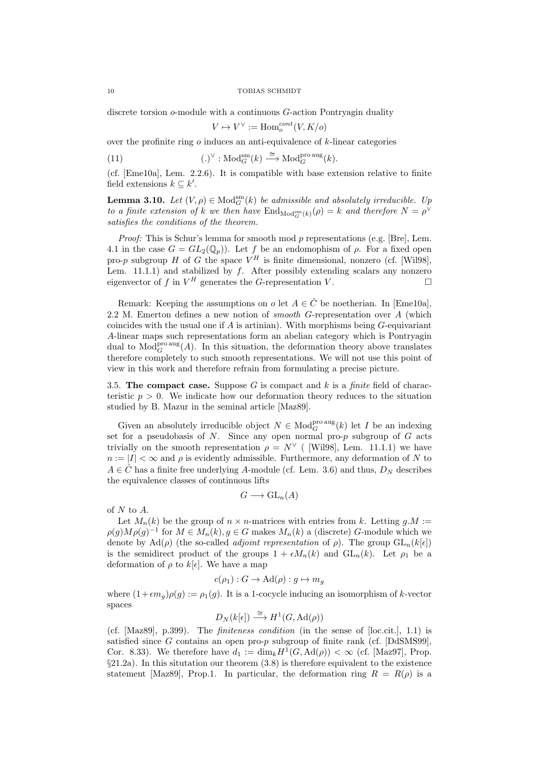discrete torsion $o$-module with a continuous $G$-action Pontryagin duality

$$V \mapsto V^\vee := \mathrm{Hom}_o^{cont}(V, K/o)$$

over the profinite ring $o$ induces an anti-equivalence of $k$-linear categories

$$(11) \qquad (.)^\vee : \mathrm{Mod}_G^{\mathrm{sm}}(k) \xrightarrow{\cong} \mathrm{Mod}_G^{\mathrm{pro\,aug}}(k).$$

(cf. [Eme10a], Lem. 2.2.6). It is compatible with base extension relative to finite field extensions $k \subseteq k'$.

**Lemma 3.10.** *Let $(V, \rho) \in \mathrm{Mod}_G^{\mathrm{sm}}(k)$ be admissible and absolutely irreducible. Up to a finite extension of $k$ we then have $\mathrm{End}_{\mathrm{Mod}_G^{\mathrm{sm}}(k)}(\rho) = k$ and therefore $N = \rho^\vee$ satisfies the conditions of the theorem.*

*Proof:* This is Schur's lemma for smooth mod $p$ representations (e.g. [Bre], Lem. 4.1 in the case $G = GL_2(\mathbb{Q}_p)$). Let $f$ be an endomophism of $\rho$. For a fixed open pro-$p$ subgroup $H$ of $G$ the space $V^H$ is finite dimensional, nonzero (cf. [Wil98], Lem. 11.1.1) and stabilized by $f$. After possibly extending scalars any nonzero eigenvector of $f$ in $V^H$ generates the $G$-representation $V$. $\square$

Remark: Keeping the assumptions on $o$ let $A \in \hat{C}$ be noetherian. In [Eme10a], 2.2 M. Emerton defines a new notion of *smooth* $G$-representation over $A$ (which coincides with the usual one if $A$ is artinian). With morphisms being $G$-equivariant $A$-linear maps such representations form an abelian category which is Pontryagin dual to $\mathrm{Mod}_G^{\mathrm{pro\,aug}}(A)$. In this situation, the deformation theory above translates therefore completely to such smooth representations. We will not use this point of view in this work and therefore refrain from formulating a precise picture.

3.5. **The compact case.** Suppose $G$ is compact and $k$ is a *finite* field of characteristic $p > 0$. We indicate how our deformation theory reduces to the situation studied by B. Mazur in the seminal article [Maz89].

Given an absolutely irreducible object $N \in \mathrm{Mod}_G^{\mathrm{pro\,aug}}(k)$ let $I$ be an indexing set for a pseudobasis of $N$. Since any open normal pro-$p$ subgroup of $G$ acts trivially on the smooth representation $\rho = N^\vee$ ( [Wil98], Lem. 11.1.1) we have $n := |I| < \infty$ and $\rho$ is evidently admissible. Furthermore, any deformation of $N$ to $A \in \hat{C}$ has a finite free underlying $A$-module (cf. Lem. 3.6) and thus, $D_N$ describes the equivalence classes of continuous lifts

$$G \longrightarrow \mathrm{GL}_n(A)$$

of $N$ to $A$.

Let $M_n(k)$ be the group of $n \times n$-matrices with entries from $k$. Letting $g.M := \rho(g)M\rho(g)^{-1}$ for $M \in M_n(k), g \in G$ makes $M_n(k)$ a (discrete) $G$-module which we denote by $\mathrm{Ad}(\rho)$ (the so-called *adjoint representation* of $\rho$). The group $\mathrm{GL}_n(k[\epsilon])$ is the semidirect product of the groups $1 + \epsilon M_n(k)$ and $\mathrm{GL}_n(k)$. Let $\rho_1$ be a deformation of $\rho$ to $k[\epsilon]$. We have a map

$$c(\rho_1) : G \to \mathrm{Ad}(\rho) : g \mapsto m_g$$

where $(1+\epsilon m_g)\rho(g) := \rho_1(g)$. It is a 1-cocycle inducing an isomorphism of $k$-vector spaces

$$D_N(k[\epsilon]) \xrightarrow{\cong} H^1(G, \mathrm{Ad}(\rho))$$

(cf. [Maz89], p.399). The *finiteness condition* (in the sense of [loc.cit.], 1.1) is satisfied since $G$ contains an open pro-$p$ subgroup of finite rank (cf. [DdSMS99], Cor. 8.33). We therefore have $d_1 := \dim_k H^1(G, \mathrm{Ad}(\rho)) < \infty$ (cf. [Maz97], Prop. §21.2a). In this situtation our theorem (3.8) is therefore equivalent to the existence statement [Maz89], Prop.1. In particular, the deformation ring $R = R(\rho)$ is a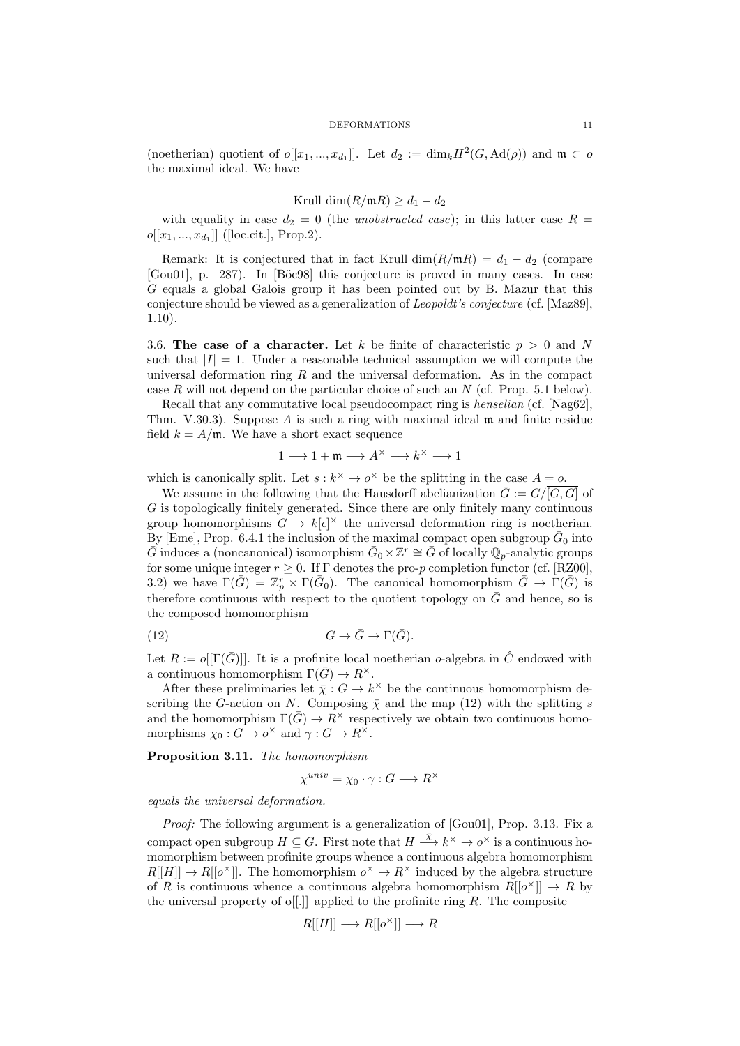(noetherian) quotient of $o[[x_1, ..., x_{d_1}]]$. Let $d_2 := \dim_k H^2(G, \mathrm{Ad}(\rho))$ and $\mathfrak{m} \subset o$ the maximal ideal. We have

$$\text{Krull dim}(R/\mathfrak{m}R) \geq d_1 - d_2$$

with equality in case $d_2 = 0$ (the *unobstructed case*); in this latter case $R = o[[x_1, ..., x_{d_1}]]$ ([loc.cit.], Prop.2).

Remark: It is conjectured that in fact Krull $\dim(R/\mathfrak{m}R) = d_1 - d_2$ (compare [Gou01], p. 287). In [Böc98] this conjecture is proved in many cases. In case $G$ equals a global Galois group it has been pointed out by B. Mazur that this conjecture should be viewed as a generalization of *Leopoldt's conjecture* (cf. [Maz89], 1.10).

3.6. **The case of a character.** Let $k$ be finite of characteristic $p > 0$ and $N$ such that $|I| = 1$. Under a reasonable technical assumption we will compute the universal deformation ring $R$ and the universal deformation. As in the compact case $R$ will not depend on the particular choice of such an $N$ (cf. Prop. 5.1 below).

Recall that any commutative local pseudocompact ring is *henselian* (cf. [Nag62], Thm. V.30.3). Suppose $A$ is such a ring with maximal ideal $\mathfrak{m}$ and finite residue field $k = A/\mathfrak{m}$. We have a short exact sequence

$$1 \longrightarrow 1 + \mathfrak{m} \longrightarrow A^\times \longrightarrow k^\times \longrightarrow 1$$

which is canonically split. Let $s : k^\times \to o^\times$ be the splitting in the case $A = o$.

We assume in the following that the Hausdorff abelianization $\bar{G} := G/\overline{[G, G]}$ of $G$ is topologically finitely generated. Since there are only finitely many continuous group homomorphisms $G \to k[\epsilon]^\times$ the universal deformation ring is noetherian. By [Eme], Prop. 6.4.1 the inclusion of the maximal compact open subgroup $\bar{G}_0$ into $\bar{G}$ induces a (noncanonical) isomorphism $\bar{G}_0 \times \mathbb{Z}^r \cong \bar{G}$ of locally $\mathbb{Q}_p$-analytic groups for some unique integer $r \geq 0$. If $\Gamma$ denotes the pro-$p$ completion functor (cf. [RZ00], 3.2) we have $\Gamma(\bar{G}) = \mathbb{Z}_p^r \times \Gamma(\bar{G}_0)$. The canonical homomorphism $\bar{G} \to \Gamma(\bar{G})$ is therefore continuous with respect to the quotient topology on $\bar{G}$ and hence, so is the composed homomorphism

$$G \to \bar{G} \to \Gamma(\bar{G}). \tag{12}$$

Let $R := o[[\Gamma(\bar{G})]]$. It is a profinite local noetherian $o$-algebra in $\hat{C}$ endowed with a continuous homomorphism $\Gamma(\bar{G}) \to R^\times$.

After these preliminaries let $\bar{\chi} : G \to k^\times$ be the continuous homomorphism describing the $G$-action on $N$. Composing $\bar{\chi}$ and the map (12) with the splitting $s$ and the homomorphism $\Gamma(\bar{G}) \to R^\times$ respectively we obtain two continuous homomorphisms $\chi_0 : G \to o^\times$ and $\gamma : G \to R^\times$.

**Proposition 3.11.** *The homomorphism*

$$\chi^{univ} = \chi_0 \cdot \gamma : G \longrightarrow R^\times$$

*equals the universal deformation.*

*Proof:* The following argument is a generalization of [Gou01], Prop. 3.13. Fix a compact open subgroup $H \subseteq G$. First note that $H \xrightarrow{\bar{\chi}} k^\times \to o^\times$ is a continuous homomorphism between profinite groups whence a continuous algebra homomorphism $R[[H]] \to R[[o^\times]]$. The homomorphism $o^\times \to R^\times$ induced by the algebra structure of $R$ is continuous whence a continuous algebra homomorphism $R[[o^\times]] \to R$ by the universal property of o[[.]] applied to the profinite ring $R$. The composite

$$R[[H]] \longrightarrow R[[o^\times]] \longrightarrow R$$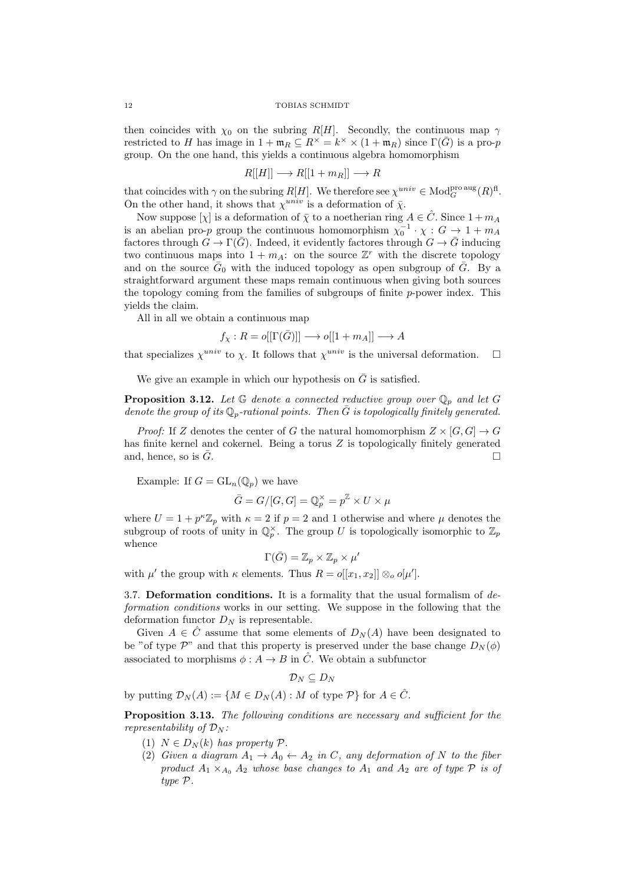then coincides with $\chi_0$ on the subring $R[H]$. Secondly, the continuous map $\gamma$ restricted to $H$ has image in $1 + \mathfrak{m}_R \subseteq R^\times = k^\times \times (1 + \mathfrak{m}_R)$ since $\Gamma(\bar{G})$ is a pro-$p$ group. On the one hand, this yields a continuous algebra homomorphism

$$R[[H]] \longrightarrow R[[1 + m_R]] \longrightarrow R$$

that coincides with $\gamma$ on the subring $R[H]$. We therefore see $\chi^{univ} \in \mathrm{Mod}_G^{\mathrm{pro\,aug}}(R)^{\mathrm{fl}}$. On the other hand, it shows that $\chi^{univ}$ is a deformation of $\bar{\chi}$.

Now suppose $[\chi]$ is a deformation of $\bar{\chi}$ to a noetherian ring $A \in \hat{C}$. Since $1 + m_A$ is an abelian pro-$p$ group the continuous homomorphism $\chi_0^{-1} \cdot \chi : G \to 1 + m_A$ factores through $G \to \Gamma(\bar{G})$. Indeed, it evidently factores through $G \to \bar{G}$ inducing two continuous maps into $1 + m_A$: on the source $\mathbb{Z}^r$ with the discrete topology and on the source $\bar{G}_0$ with the induced topology as open subgroup of $\bar{G}$. By a straightforward argument these maps remain continuous when giving both sources the topology coming from the families of subgroups of finite $p$-power index. This yields the claim.

All in all we obtain a continuous map

$$f_\chi : R = o[[\Gamma(\bar{G})]] \longrightarrow o[[1 + m_A]] \longrightarrow A$$

that specializes $\chi^{univ}$ to $\chi$. It follows that $\chi^{univ}$ is the universal deformation. $\square$

We give an example in which our hypothesis on $\bar{G}$ is satisfied.

**Proposition 3.12.** *Let $\mathbb{G}$ denote a connected reductive group over $\mathbb{Q}_p$ and let $G$ denote the group of its $\mathbb{Q}_p$-rational points. Then $\bar{G}$ is topologically finitely generated.*

*Proof:* If $Z$ denotes the center of $G$ the natural homomorphism $Z \times [G, G] \to G$ has finite kernel and cokernel. Being a torus $Z$ is topologically finitely generated and, hence, so is $\bar{G}$. $\square$

Example: If $G = \mathrm{GL}_n(\mathbb{Q}_p)$ we have

$$\bar{G} = G/[G, G] = \mathbb{Q}_p^\times = p^{\mathbb{Z}} \times U \times \mu$$

where $U = 1 + p^\kappa \mathbb{Z}_p$ with $\kappa = 2$ if $p = 2$ and 1 otherwise and where $\mu$ denotes the subgroup of roots of unity in $\mathbb{Q}_p^\times$. The group $U$ is topologically isomorphic to $\mathbb{Z}_p$ whence

$$\Gamma(\bar{G}) = \mathbb{Z}_p \times \mathbb{Z}_p \times \mu'$$

with $\mu'$ the group with $\kappa$ elements. Thus $R = o[[x_1, x_2]] \otimes_o o[\mu']$.

**3.7. Deformation conditions.** It is a formality that the usual formalism of *deformation conditions* works in our setting. We suppose in the following that the deformation functor $D_N$ is representable.

Given $A \in \hat{C}$ assume that some elements of $D_N(A)$ have been designated to be "of type $\mathcal{P}$" and that this property is preserved under the base change $D_N(\phi)$ associated to morphisms $\phi : A \to B$ in $\hat{C}$. We obtain a subfunctor

$$\mathcal{D}_N \subseteq D_N$$

by putting $\mathcal{D}_N(A) := \{M \in D_N(A) : M \text{ of type } \mathcal{P}\}$ for $A \in \hat{C}$.

**Proposition 3.13.** *The following conditions are necessary and sufficient for the representability of $\mathcal{D}_N$:*

1. *$N \in D_N(k)$ has property $\mathcal{P}$.*
2. *Given a diagram $A_1 \to A_0 \leftarrow A_2$ in $C$, any deformation of $N$ to the fiber product $A_1 \times_{A_0} A_2$ whose base changes to $A_1$ and $A_2$ are of type $\mathcal{P}$ is of type $\mathcal{P}$.*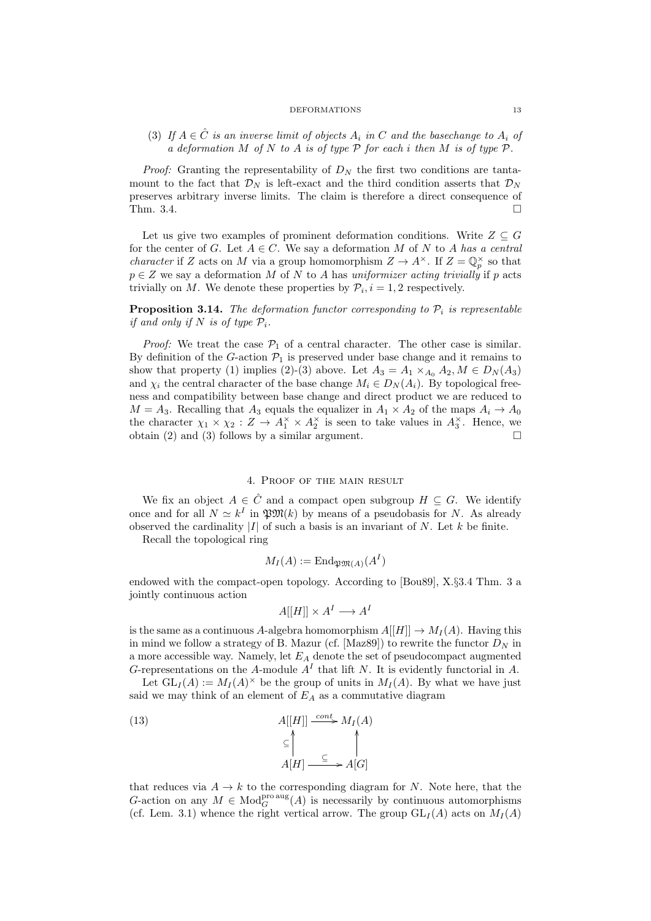(3) *If $A \in \hat{C}$ is an inverse limit of objects $A_i$ in $C$ and the basechange to $A_i$ of a deformation $M$ of $N$ to $A$ is of type $\mathcal{P}$ for each $i$ then $M$ is of type $\mathcal{P}$.*

*Proof:* Granting the representability of $D_N$ the first two conditions are tantamount to the fact that $\mathcal{D}_N$ is left-exact and the third condition asserts that $\mathcal{D}_N$ preserves arbitrary inverse limits. The claim is therefore a direct consequence of Thm. 3.4. $\square$

Let us give two examples of prominent deformation conditions. Write $Z \subseteq G$ for the center of $G$. Let $A \in C$. We say a deformation $M$ of $N$ to $A$ *has a central character* if $Z$ acts on $M$ via a group homomorphism $Z \to A^\times$. If $Z = \mathbb{Q}_p^\times$ so that $p \in Z$ we say a deformation $M$ of $N$ to $A$ has *uniformizer acting trivially* if $p$ acts trivially on $M$. We denote these properties by $\mathcal{P}_i, i = 1, 2$ respectively.

**Proposition 3.14.** *The deformation functor corresponding to $\mathcal{P}_i$ is representable if and only if $N$ is of type $\mathcal{P}_i$.*

*Proof:* We treat the case $\mathcal{P}_1$ of a central character. The other case is similar. By definition of the $G$-action $\mathcal{P}_1$ is preserved under base change and it remains to show that property (1) implies (2)-(3) above. Let $A_3 = A_1 \times_{A_0} A_2, M \in D_N(A_3)$ and $\chi_i$ the central character of the base change $M_i \in D_N(A_i)$. By topological freeness and compatibility between base change and direct product we are reduced to $M = A_3$. Recalling that $A_3$ equals the equalizer in $A_1 \times A_2$ of the maps $A_i \to A_0$ the character $\chi_1 \times \chi_2 : Z \to A_1^\times \times A_2^\times$ is seen to take values in $A_3^\times$. Hence, we obtain (2) and (3) follows by a similar argument. $\square$

## 4. Proof of the main result

We fix an object $A \in \hat{C}$ and a compact open subgroup $H \subseteq G$. We identify once and for all $N \simeq k^I$ in $\mathfrak{PM}(k)$ by means of a pseudobasis for $N$. As already observed the cardinality $|I|$ of such a basis is an invariant of $N$. Let $k$ be finite.

Recall the topological ring

$$M_I(A) := \mathrm{End}_{\mathfrak{PM}(A)}(A^I)$$

endowed with the compact-open topology. According to [Bou89], X.§3.4 Thm. 3 a jointly continuous action

$$A[[H]] \times A^I \longrightarrow A^I$$

is the same as a continuous $A$-algebra homomorphism $A[[H]] \to M_I(A)$. Having this in mind we follow a strategy of B. Mazur (cf. [Maz89]) to rewrite the functor $D_N$ in a more accessible way. Namely, let $E_A$ denote the set of pseudocompact augmented $G$-representations on the $A$-module $A^I$ that lift $N$. It is evidently functorial in $A$.

Let $\mathrm{GL}_I(A) := M_I(A)^\times$ be the group of units in $M_I(A)$. By what we have just said we may think of an element of $E_A$ as a commutative diagram

$$\begin{array}{ccc} A[[H]] & \xrightarrow{cont} & M_I(A) \\ \subseteq\uparrow & & \uparrow \\ A[H] & \xrightarrow{\subseteq} & A[G] \end{array} \tag{13}$$

that reduces via $A \to k$ to the corresponding diagram for $N$. Note here, that the $G$-action on any $M \in \mathrm{Mod}_G^{\mathrm{pro\,aug}}(A)$ is necessarily by continuous automorphisms (cf. Lem. 3.1) whence the right vertical arrow. The group $\mathrm{GL}_I(A)$ acts on $M_I(A)$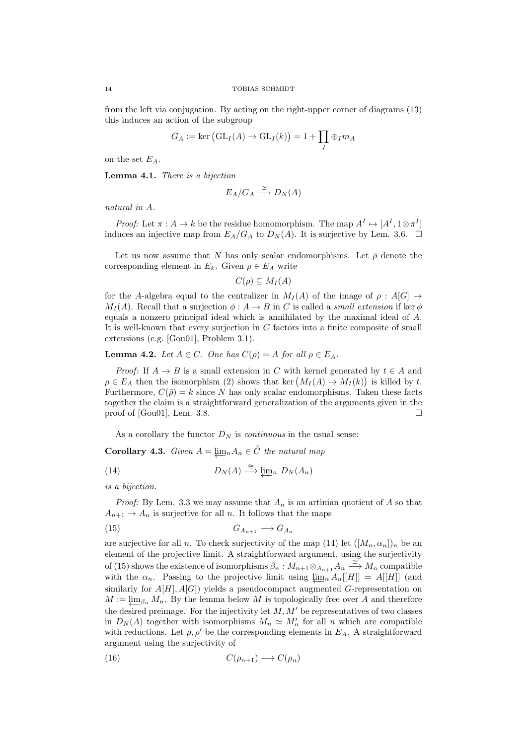from the left via conjugation. By acting on the right-upper corner of diagrams (13) this induces an action of the subgroup

$$G_A := \ker\big(\mathrm{GL}_I(A) \to \mathrm{GL}_I(k)\big) = 1 + \prod_I \oplus_I m_A$$

on the set $E_A$.

**Lemma 4.1.** *There is a bijection*

$$E_A/G_A \xrightarrow{\cong} D_N(A)$$

*natural in $A$.*

*Proof:* Let $\pi : A \to k$ be the residue homomorphism. The map $A^I \mapsto [A^I, 1 \otimes \pi^I]$ induces an injective map from $E_A/G_A$ to $D_N(A)$. It is surjective by Lem. 3.6. $\square$

Let us now assume that $N$ has only scalar endomorphisms. Let $\bar{\rho}$ denote the corresponding element in $E_k$. Given $\rho \in E_A$ write

$$C(\rho) \subseteq M_I(A)$$

for the $A$-algebra equal to the centralizer in $M_I(A)$ of the image of $\rho : A[G] \to M_I(A)$. Recall that a surjection $\phi : A \to B$ in $C$ is called a *small extension* if $\ker \phi$ equals a nonzero principal ideal which is annihilated by the maximal ideal of $A$. It is well-known that every surjection in $C$ factors into a finite composite of small extensions (e.g. [Gou01], Problem 3.1).

**Lemma 4.2.** *Let $A \in C$. One has $C(\rho) = A$ for all $\rho \in E_A$.*

*Proof:* If $A \to B$ is a small extension in $C$ with kernel generated by $t \in A$ and $\rho \in E_A$ then the isomorphism (2) shows that $\ker\big(M_I(A) \to M_I(k)\big)$ is killed by $t$. Furthermore, $C(\bar{\rho}) = k$ since $N$ has only scalar endomorphisms. Taken these facts together the claim is a straightforward generalization of the arguments given in the proof of [Gou01], Lem. 3.8. $\square$

As a corollary the functor $D_N$ is *continuous* in the usual sense:

**Corollary 4.3.** *Given $A = \varprojlim_n A_n \in \hat{C}$ the natural map*

$$D_N(A) \xrightarrow{\cong} \varprojlim_n D_N(A_n) \tag{14}$$

*is a bijection.*

*Proof:* By Lem. 3.3 we may assume that $A_n$ is an artinian quotient of $A$ so that $A_{n+1} \to A_n$ is surjective for all $n$. It follows that the maps

$$G_{A_{n+1}} \longrightarrow G_{A_n} \tag{15}$$

are surjective for all $n$. To check surjectivity of the map (14) let $([M_n, \alpha_n])_n$ be an element of the projective limit. A straightforward argument, using the surjectivity of (15) shows the existence of isomorphisms $\beta_n : M_{n+1} \otimes_{A_{n+1}} A_n \xrightarrow{\cong} M_n$ compatible with the $\alpha_n$. Passing to the projective limit using $\varprojlim_n A_n[[H]] = A[[H]]$ (and similarly for $A[H], A[G]$) yields a pseudocompact augmented $G$-representation on $M := \varprojlim_{\beta_n} M_n$. By the lemma below $M$ is topologically free over $A$ and therefore the desired preimage. For the injectivity let $M, M'$ be representatives of two classes in $D_N(A)$ together with isomorphisms $M_n \simeq M'_n$ for all $n$ which are compatible with reductions. Let $\rho, \rho'$ be the corresponding elements in $E_A$. A straightforward argument using the surjectivity of

$$C(\rho_{n+1}) \longrightarrow C(\rho_n) \tag{16}$$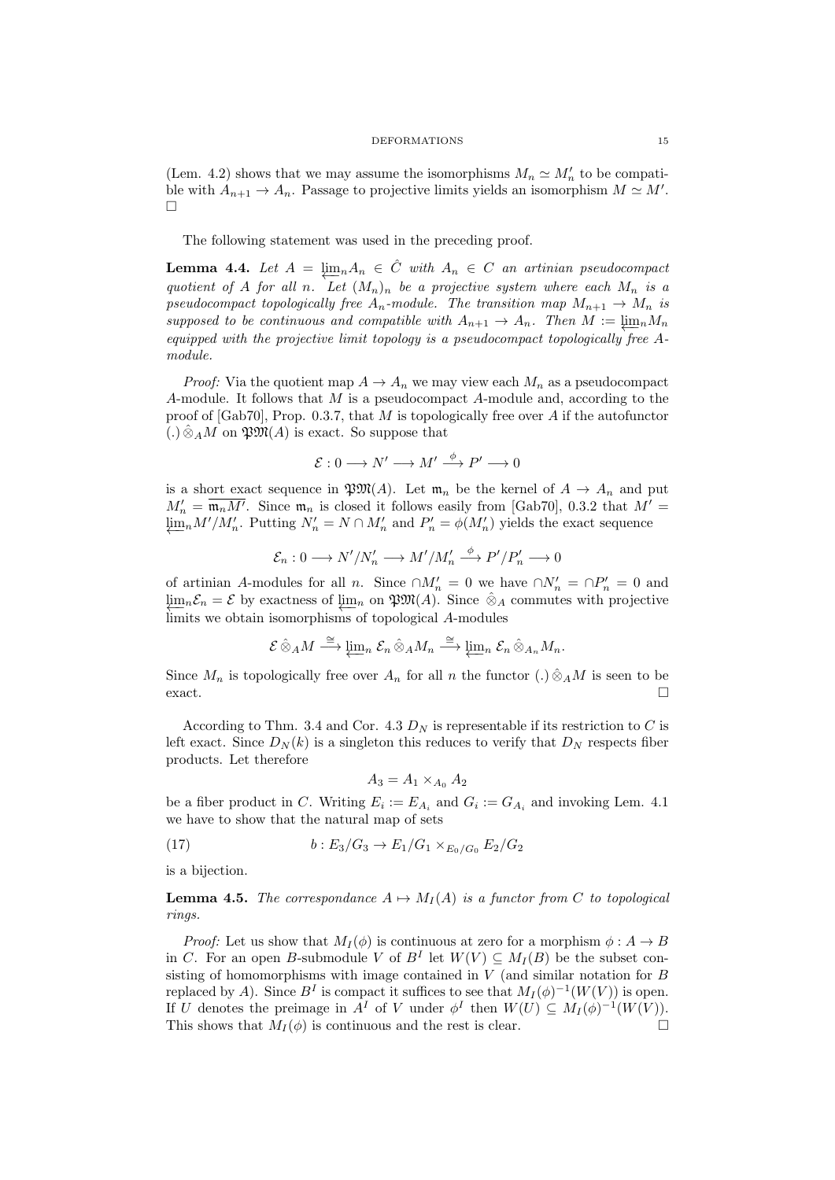(Lem. 4.2) shows that we may assume the isomorphisms $M_n \simeq M_n'$ to be compatible with $A_{n+1} \to A_n$. Passage to projective limits yields an isomorphism $M \simeq M'$. $\square$

The following statement was used in the preceding proof.

**Lemma 4.4.** *Let $A = \varprojlim_n A_n \in \hat{C}$ with $A_n \in C$ an artinian pseudocompact quotient of $A$ for all $n$. Let $(M_n)_n$ be a projective system where each $M_n$ is a pseudocompact topologically free $A_n$-module. The transition map $M_{n+1} \to M_n$ is supposed to be continuous and compatible with $A_{n+1} \to A_n$. Then $M := \varprojlim_n M_n$ equipped with the projective limit topology is a pseudocompact topologically free $A$-module.*

*Proof:* Via the quotient map $A \to A_n$ we may view each $M_n$ as a pseudocompact $A$-module. It follows that $M$ is a pseudocompact $A$-module and, according to the proof of [Gab70], Prop. 0.3.7, that $M$ is topologically free over $A$ if the autofunctor $(.)\hat{\otimes}_A M$ on $\mathfrak{PM}(A)$ is exact. So suppose that

$$\mathcal{E} : 0 \longrightarrow N' \longrightarrow M' \xrightarrow{\phi} P' \longrightarrow 0$$

is a short exact sequence in $\mathfrak{PM}(A)$. Let $\mathfrak{m}_n$ be the kernel of $A \to A_n$ and put $M_n' = \overline{\mathfrak{m}_n M'}$. Since $\mathfrak{m}_n$ is closed it follows easily from [Gab70], 0.3.2 that $M' = \varprojlim_n M'/M_n'$. Putting $N_n' = N \cap M_n'$ and $P_n' = \phi(M_n')$ yields the exact sequence

$$\mathcal{E}_n : 0 \longrightarrow N'/N_n' \longrightarrow M'/M_n' \xrightarrow{\phi} P'/P_n' \longrightarrow 0$$

of artinian $A$-modules for all $n$. Since $\cap M_n' = 0$ we have $\cap N_n' = \cap P_n' = 0$ and $\varprojlim_n \mathcal{E}_n = \mathcal{E}$ by exactness of $\varprojlim_n$ on $\mathfrak{PM}(A)$. Since $\hat{\otimes}_A$ commutes with projective limits we obtain isomorphisms of topological $A$-modules

$$\mathcal{E}\,\hat{\otimes}_A M \xrightarrow{\cong} \varprojlim_n \mathcal{E}_n \,\hat{\otimes}_A M_n \xrightarrow{\cong} \varprojlim_n \mathcal{E}_n \,\hat{\otimes}_{A_n} M_n.$$

Since $M_n$ is topologically free over $A_n$ for all $n$ the functor $(.)\hat{\otimes}_A M$ is seen to be exact. $\square$

According to Thm. 3.4 and Cor. 4.3 $D_N$ is representable if its restriction to $C$ is left exact. Since $D_N(k)$ is a singleton this reduces to verify that $D_N$ respects fiber products. Let therefore

$$A_3 = A_1 \times_{A_0} A_2$$

be a fiber product in $C$. Writing $E_i := E_{A_i}$ and $G_i := G_{A_i}$ and invoking Lem. 4.1 we have to show that the natural map of sets

$$b : E_3/G_3 \to E_1/G_1 \times_{E_0/G_0} E_2/G_2 \tag{17}$$

is a bijection.

**Lemma 4.5.** *The correspondance $A \mapsto M_I(A)$ is a functor from $C$ to topological rings.*

*Proof:* Let us show that $M_I(\phi)$ is continuous at zero for a morphism $\phi : A \to B$ in $C$. For an open $B$-submodule $V$ of $B^I$ let $W(V) \subseteq M_I(B)$ be the subset consisting of homomorphisms with image contained in $V$ (and similar notation for $B$ replaced by $A$). Since $B^I$ is compact it suffices to see that $M_I(\phi)^{-1}(W(V))$ is open. If $U$ denotes the preimage in $A^I$ of $V$ under $\phi^I$ then $W(U) \subseteq M_I(\phi)^{-1}(W(V))$. This shows that $M_I(\phi)$ is continuous and the rest is clear. $\square$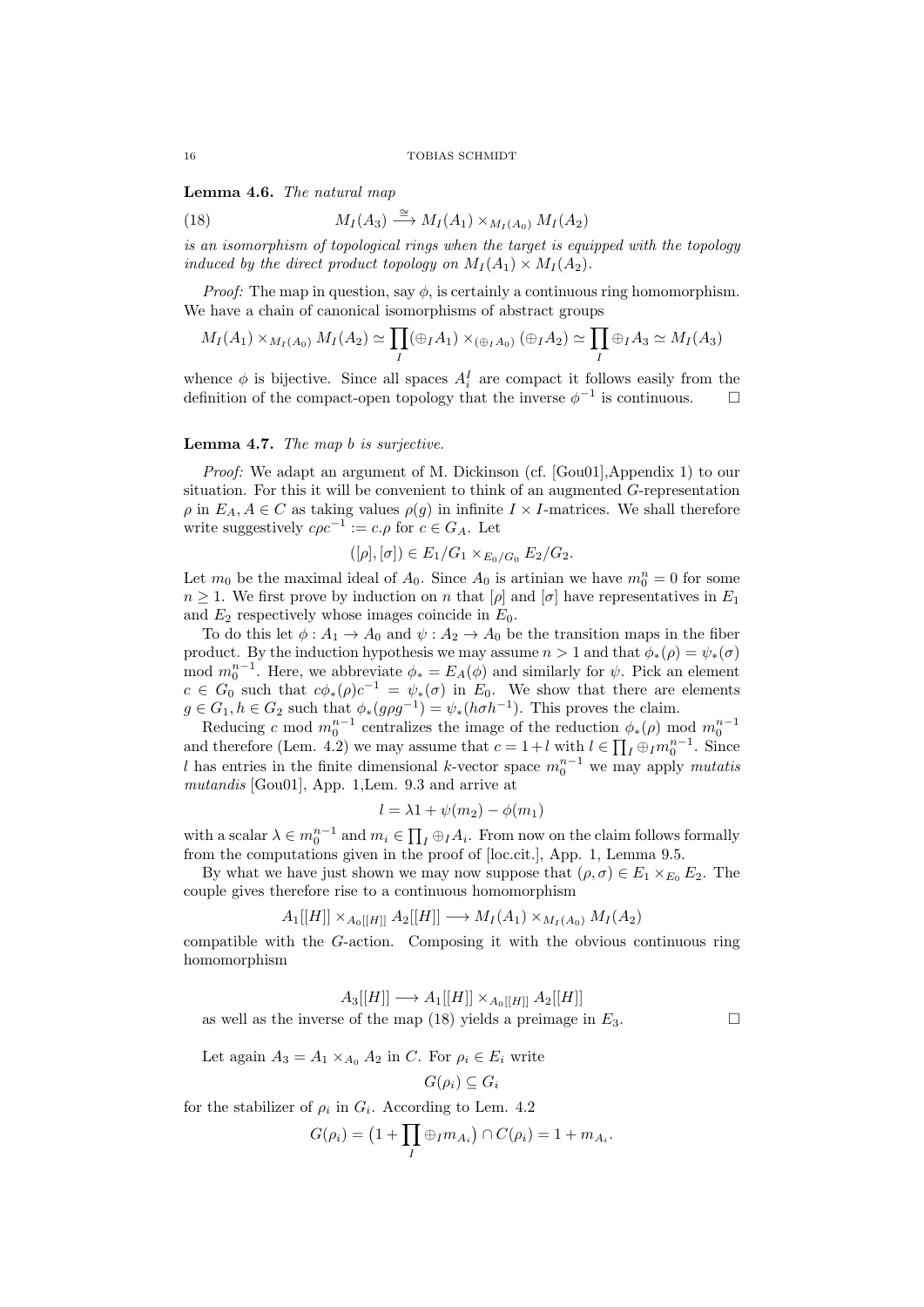**Lemma 4.6.** *The natural map*

$$M_I(A_3) \xrightarrow{\cong} M_I(A_1) \times_{M_I(A_0)} M_I(A_2) \tag{18}$$

*is an isomorphism of topological rings when the target is equipped with the topology induced by the direct product topology on* $M_I(A_1) \times M_I(A_2)$.

*Proof:* The map in question, say $\phi$, is certainly a continuous ring homomorphism. We have a chain of canonical isomorphisms of abstract groups

$$M_I(A_1) \times_{M_I(A_0)} M_I(A_2) \simeq \prod_I (\oplus_I A_1) \times_{(\oplus_I A_0)} (\oplus_I A_2) \simeq \prod_I \oplus_I A_3 \simeq M_I(A_3)$$

whence $\phi$ is bijective. Since all spaces $A_i^I$ are compact it follows easily from the definition of the compact-open topology that the inverse $\phi^{-1}$ is continuous. $\square$

**Lemma 4.7.** *The map* $b$ *is surjective.*

*Proof:* We adapt an argument of M. Dickinson (cf. [Gou01],Appendix 1) to our situation. For this it will be convenient to think of an augmented $G$-representation $\rho$ in $E_A, A \in C$ as taking values $\rho(g)$ in infinite $I \times I$-matrices. We shall therefore write suggestively $c\rho c^{-1} := c.\rho$ for $c \in G_A$. Let

$$([\rho], [\sigma]) \in E_1/G_1 \times_{E_0/G_0} E_2/G_2.$$

Let $m_0$ be the maximal ideal of $A_0$. Since $A_0$ is artinian we have $m_0^n = 0$ for some $n \geq 1$. We first prove by induction on $n$ that $[\rho]$ and $[\sigma]$ have representatives in $E_1$ and $E_2$ respectively whose images coincide in $E_0$.

To do this let $\phi : A_1 \to A_0$ and $\psi : A_2 \to A_0$ be the transition maps in the fiber product. By the induction hypothesis we may assume $n > 1$ and that $\phi_*(\rho) = \psi_*(\sigma)$ mod $m_0^{n-1}$. Here, we abbreviate $\phi_* = E_A(\phi)$ and similarly for $\psi$. Pick an element $c \in G_0$ such that $c\phi_*(\rho)c^{-1} = \psi_*(\sigma)$ in $E_0$. We show that there are elements $g \in G_1, h \in G_2$ such that $\phi_*(g\rho g^{-1}) = \psi_*(h\sigma h^{-1})$. This proves the claim.

Reducing $c$ mod $m_0^{n-1}$ centralizes the image of the reduction $\phi_*(\rho)$ mod $m_0^{n-1}$ and therefore (Lem. 4.2) we may assume that $c = 1 + l$ with $l \in \prod_I \oplus_I m_0^{n-1}$. Since $l$ has entries in the finite dimensional $k$-vector space $m_0^{n-1}$ we may apply *mutatis mutandis* [Gou01], App. 1,Lem. 9.3 and arrive at

$$l = \lambda 1 + \psi(m_2) - \phi(m_1)$$

with a scalar $\lambda \in m_0^{n-1}$ and $m_i \in \prod_I \oplus_I A_i$. From now on the claim follows formally from the computations given in the proof of [loc.cit.], App. 1, Lemma 9.5.

By what we have just shown we may now suppose that $(\rho, \sigma) \in E_1 \times_{E_0} E_2$. The couple gives therefore rise to a continuous homomorphism

$$A_1[[H]] \times_{A_0[[H]]} A_2[[H]] \longrightarrow M_I(A_1) \times_{M_I(A_0)} M_I(A_2)$$

compatible with the $G$-action. Composing it with the obvious continuous ring homomorphism

$$A_3[[H]] \longrightarrow A_1[[H]] \times_{A_0[[H]]} A_2[[H]]$$

as well as the inverse of the map (18) yields a preimage in $E_3$. $\square$

Let again $A_3 = A_1 \times_{A_0} A_2$ in $C$. For $\rho_i \in E_i$ write

$$G(\rho_i) \subseteq G_i$$

for the stabilizer of $\rho_i$ in $G_i$. According to Lem. 4.2

$$G(\rho_i) = \big(1 + \prod_I \oplus_I m_{A_i}\big) \cap C(\rho_i) = 1 + m_{A_i}.$$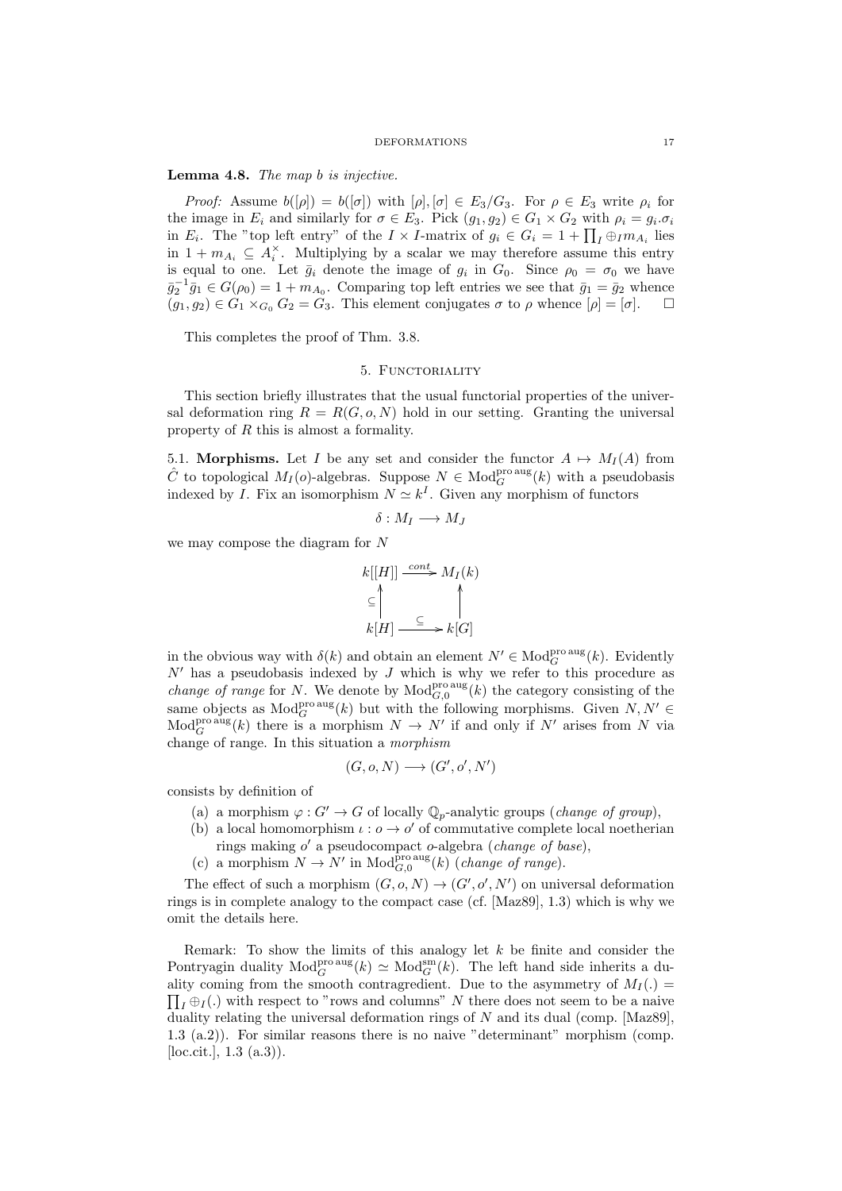**Lemma 4.8.** *The map $b$ is injective.*

*Proof:* Assume $b([\rho]) = b([\sigma])$ with $[\rho], [\sigma] \in E_3/G_3$. For $\rho \in E_3$ write $\rho_i$ for the image in $E_i$ and similarly for $\sigma \in E_3$. Pick $(g_1, g_2) \in G_1 \times G_2$ with $\rho_i = g_i.\sigma_i$ in $E_i$. The "top left entry" of the $I \times I$-matrix of $g_i \in G_i = 1 + \prod_I \oplus_I m_{A_i}$ lies in $1 + m_{A_i} \subseteq A_i^{\times}$. Multiplying by a scalar we may therefore assume this entry is equal to one. Let $\bar{g}_i$ denote the image of $g_i$ in $G_0$. Since $\rho_0 = \sigma_0$ we have $\bar{g}_2^{-1}\bar{g}_1 \in G(\rho_0) = 1 + m_{A_0}$. Comparing top left entries we see that $\bar{g}_1 = \bar{g}_2$ whence $(g_1, g_2) \in G_1 \times_{G_0} G_2 = G_3$. This element conjugates $\sigma$ to $\rho$ whence $[\rho] = [\sigma]$. $\square$

This completes the proof of Thm. 3.8.

## 5. Functoriality

This section briefly illustrates that the usual functorial properties of the universal deformation ring $R = R(G, o, N)$ hold in our setting. Granting the universal property of $R$ this is almost a formality.

**5.1. Morphisms.** Let $I$ be any set and consider the functor $A \mapsto M_I(A)$ from $\hat{C}$ to topological $M_I(o)$-algebras. Suppose $N \in \mathrm{Mod}_G^{\mathrm{pro\,aug}}(k)$ with a pseudobasis indexed by $I$. Fix an isomorphism $N \simeq k^I$. Given any morphism of functors

$$\delta : M_I \longrightarrow M_J$$

we may compose the diagram for $N$

$$\begin{array}{ccc} k[[H]] & \xrightarrow{cont} & M_I(k) \\ \subseteq\uparrow & & \uparrow \\ k[H] & \xrightarrow{\subseteq} & k[G] \end{array}$$

in the obvious way with $\delta(k)$ and obtain an element $N' \in \mathrm{Mod}_G^{\mathrm{pro\,aug}}(k)$. Evidently $N'$ has a pseudobasis indexed by $J$ which is why we refer to this procedure as *change of range* for $N$. We denote by $\mathrm{Mod}_{G,0}^{\mathrm{pro\,aug}}(k)$ the category consisting of the same objects as $\mathrm{Mod}_G^{\mathrm{pro\,aug}}(k)$ but with the following morphisms. Given $N, N' \in \mathrm{Mod}_G^{\mathrm{pro\,aug}}(k)$ there is a morphism $N \to N'$ if and only if $N'$ arises from $N$ via change of range. In this situation a *morphism*

$$(G, o, N) \longrightarrow (G', o', N')$$

consists by definition of

(a) a morphism $\varphi : G' \to G$ of locally $\mathbb{Q}_p$-analytic groups (*change of group*),
(b) a local homomorphism $\iota : o \to o'$ of commutative complete local noetherian rings making $o'$ a pseudocompact $o$-algebra (*change of base*),
(c) a morphism $N \to N'$ in $\mathrm{Mod}_{G,0}^{\mathrm{pro\,aug}}(k)$ (*change of range*).

The effect of such a morphism $(G, o, N) \to (G', o', N')$ on universal deformation rings is in complete analogy to the compact case (cf. [Maz89], 1.3) which is why we omit the details here.

Remark: To show the limits of this analogy let $k$ be finite and consider the Pontryagin duality $\mathrm{Mod}_G^{\mathrm{pro\,aug}}(k) \simeq \mathrm{Mod}_G^{\mathrm{sm}}(k)$. The left hand side inherits a duality coming from the smooth contragredient. Due to the asymmetry of $M_I(.) = \prod_I \oplus_I(.)$ with respect to "rows and columns" $N$ there does not seem to be a naive duality relating the universal deformation rings of $N$ and its dual (comp. [Maz89], 1.3 (a.2)). For similar reasons there is no naive "determinant" morphism (comp. [loc.cit.], 1.3 (a.3)).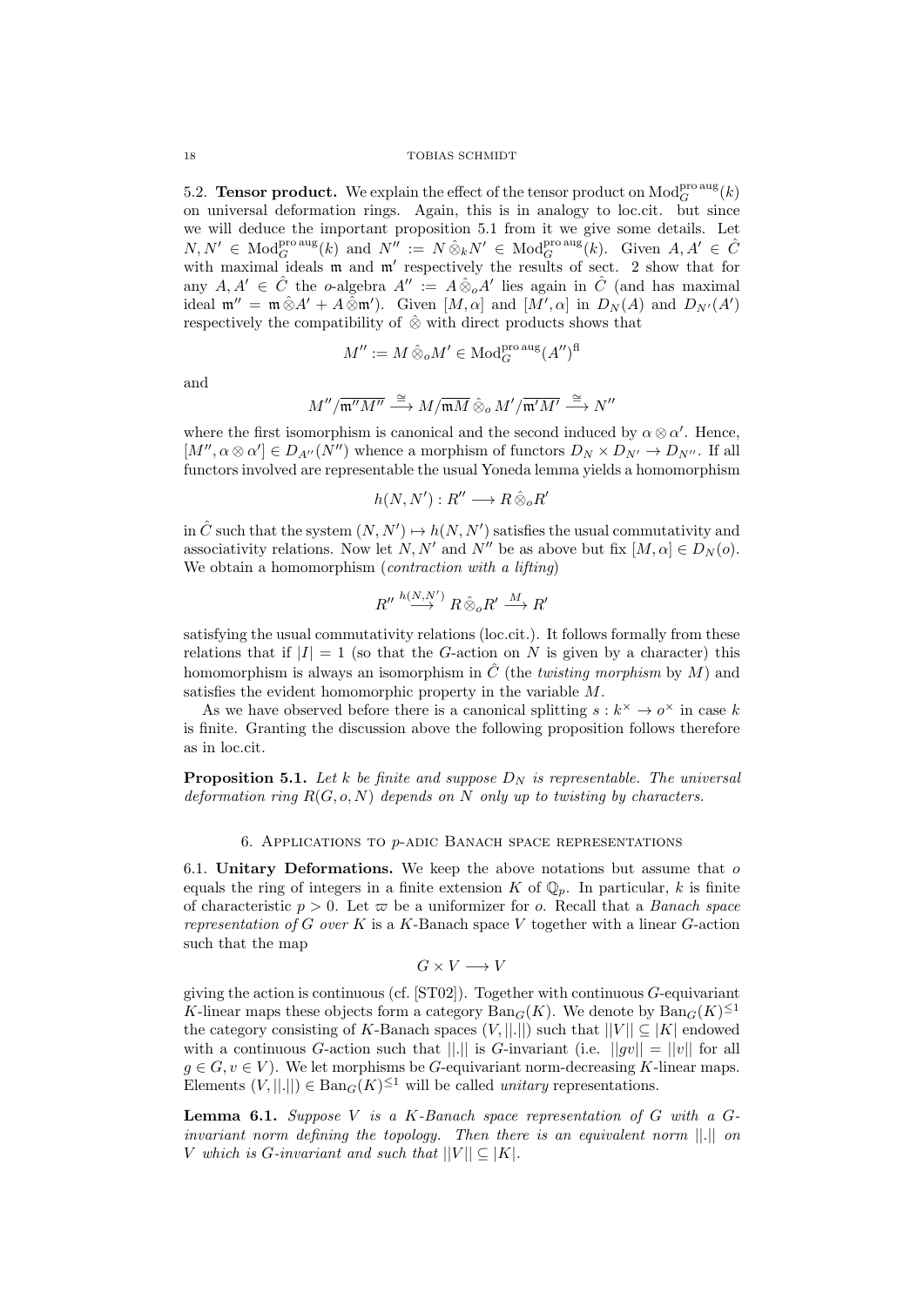5.2. **Tensor product.** We explain the effect of the tensor product on $\mathrm{Mod}_G^{\mathrm{pro\,aug}}(k)$ on universal deformation rings. Again, this is in analogy to loc.cit. but since we will deduce the important proposition 5.1 from it we give some details. Let $N, N' \in \mathrm{Mod}_G^{\mathrm{pro\,aug}}(k)$ and $N'' := N \hat{\otimes}_k N' \in \mathrm{Mod}_G^{\mathrm{pro\,aug}}(k)$. Given $A, A' \in \hat{C}$ with maximal ideals $\mathfrak{m}$ and $\mathfrak{m}'$ respectively the results of sect. 2 show that for any $A, A' \in \hat{C}$ the $o$-algebra $A'' := A \hat{\otimes}_o A'$ lies again in $\hat{C}$ (and has maximal ideal $\mathfrak{m}'' = \mathfrak{m} \hat{\otimes} A' + A \hat{\otimes} \mathfrak{m}'$). Given $[M, \alpha]$ and $[M', \alpha]$ in $D_N(A)$ and $D_{N'}(A')$ respectively the compatibility of $\hat{\otimes}$ with direct products shows that

$$M'' := M \hat{\otimes}_o M' \in \mathrm{Mod}_G^{\mathrm{pro\,aug}}(A'')^{\mathrm{fl}}$$

and

$$M''/\overline{\mathfrak{m}'' M''} \xrightarrow{\cong} M/\overline{\mathfrak{m} M} \hat{\otimes}_o M'/\overline{\mathfrak{m}' M'} \xrightarrow{\cong} N''$$

where the first isomorphism is canonical and the second induced by $\alpha \otimes \alpha'$. Hence, $[M'', \alpha \otimes \alpha'] \in D_{A''}(N'')$ whence a morphism of functors $D_N \times D_{N'} \to D_{N''}$. If all functors involved are representable the usual Yoneda lemma yields a homomorphism

$$h(N, N') : R'' \longrightarrow R \hat{\otimes}_o R'$$

in $\hat{C}$ such that the system $(N, N') \mapsto h(N, N')$ satisfies the usual commutativity and associativity relations. Now let $N, N'$ and $N''$ be as above but fix $[M, \alpha] \in D_N(o)$. We obtain a homomorphism (*contraction with a lifting*)

$$R'' \xrightarrow{h(N,N')} R \hat{\otimes}_o R' \xrightarrow{M} R'$$

satisfying the usual commutativity relations (loc.cit.). It follows formally from these relations that if $|I| = 1$ (so that the $G$-action on $N$ is given by a character) this homomorphism is always an isomorphism in $\hat{C}$ (the *twisting morphism* by $M$) and satisfies the evident homomorphic property in the variable $M$.

As we have observed before there is a canonical splitting $s : k^\times \to o^\times$ in case $k$ is finite. Granting the discussion above the following proposition follows therefore as in loc.cit.

**Proposition 5.1.** *Let $k$ be finite and suppose $D_N$ is representable. The universal deformation ring $R(G, o, N)$ depends on $N$ only up to twisting by characters.*

## 6. Applications to $p$-adic Banach space representations

6.1. **Unitary Deformations.** We keep the above notations but assume that $o$ equals the ring of integers in a finite extension $K$ of $\mathbb{Q}_p$. In particular, $k$ is finite of characteristic $p > 0$. Let $\varpi$ be a uniformizer for $o$. Recall that a *Banach space representation of $G$ over $K$* is a $K$-Banach space $V$ together with a linear $G$-action such that the map

$$G \times V \longrightarrow V$$

giving the action is continuous (cf. [ST02]). Together with continuous $G$-equivariant $K$-linear maps these objects form a category $\mathrm{Ban}_G(K)$. We denote by $\mathrm{Ban}_G(K)^{\leq 1}$ the category consisting of $K$-Banach spaces $(V, ||.||)$ such that $||V|| \subseteq |K|$ endowed with a continuous $G$-action such that $||.||$ is $G$-invariant (i.e. $||gv|| = ||v||$ for all $g \in G, v \in V$). We let morphisms be $G$-equivariant norm-decreasing $K$-linear maps. Elements $(V, ||.||) \in \mathrm{Ban}_G(K)^{\leq 1}$ will be called *unitary* representations.

**Lemma 6.1.** *Suppose $V$ is a $K$-Banach space representation of $G$ with a $G$-invariant norm defining the topology. Then there is an equivalent norm $||.||$ on $V$ which is $G$-invariant and such that $||V|| \subseteq |K|$.*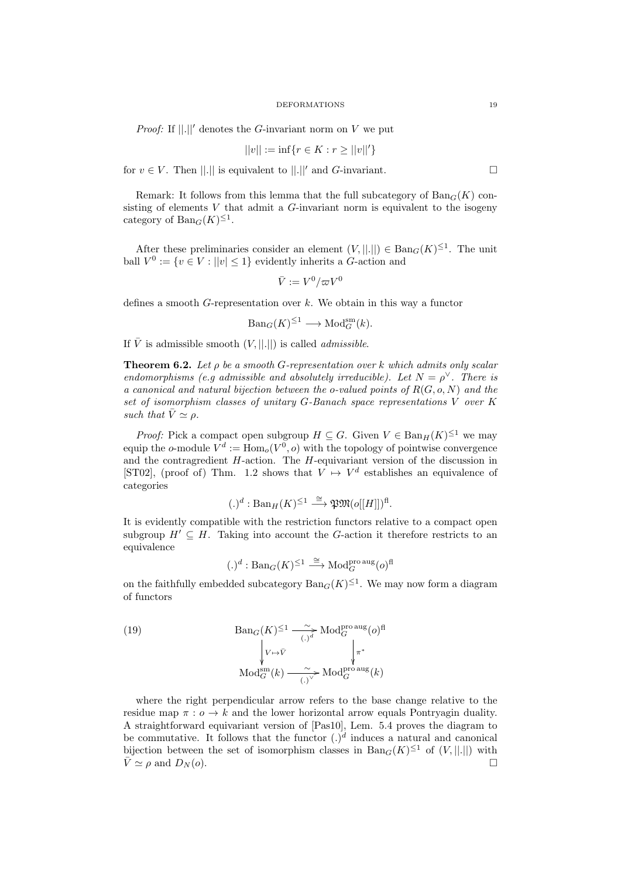*Proof:* If $||.||'$ denotes the $G$-invariant norm on $V$ we put

$$||v|| := \inf\{r \in K : r \geq ||v||'\}$$

for $v \in V$. Then $||.||$ is equivalent to $||.||'$ and $G$-invariant. $\square$

Remark: It follows from this lemma that the full subcategory of $\mathrm{Ban}_G(K)$ consisting of elements $V$ that admit a $G$-invariant norm is equivalent to the isogeny category of $\mathrm{Ban}_G(K)^{\leq 1}$.

After these preliminaries consider an element $(V, ||.||) \in \mathrm{Ban}_G(K)^{\leq 1}$. The unit ball $V^0 := \{v \in V : ||v|| \leq 1\}$ evidently inherits a $G$-action and

$$\bar{V} := V^0/\varpi V^0$$

defines a smooth $G$-representation over $k$. We obtain in this way a functor

$$\mathrm{Ban}_G(K)^{\leq 1} \longrightarrow \mathrm{Mod}_G^{\mathrm{sm}}(k).$$

If $\bar{V}$ is admissible smooth $(V, ||.||)$ is called *admissible*.

**Theorem 6.2.** *Let $\rho$ be a smooth $G$-representation over $k$ which admits only scalar endomorphisms (e.g admissible and absolutely irreducible). Let $N = \rho^\vee$. There is a canonical and natural bijection between the o-valued points of $R(G, o, N)$ and the set of isomorphism classes of unitary $G$-Banach space representations $V$ over $K$ such that $\bar{V} \simeq \rho$.*

*Proof:* Pick a compact open subgroup $H \subseteq G$. Given $V \in \mathrm{Ban}_H(K)^{\leq 1}$ we may equip the $o$-module $V^d := \mathrm{Hom}_o(V^0, o)$ with the topology of pointwise convergence and the contragredient $H$-action. The $H$-equivariant version of the discussion in [ST02], (proof of) Thm. 1.2 shows that $V \mapsto V^d$ establishes an equivalence of categories

$$(.)^d : \mathrm{Ban}_H(K)^{\leq 1} \xrightarrow{\cong} \mathfrak{PM}(o[[H]])^{\mathrm{fl}}.$$

It is evidently compatible with the restriction functors relative to a compact open subgroup $H' \subseteq H$. Taking into account the $G$-action it therefore restricts to an equivalence

$$(.)^d : \mathrm{Ban}_G(K)^{\leq 1} \xrightarrow{\cong} \mathrm{Mod}_G^{\mathrm{pro\,aug}}(o)^{\mathrm{fl}}$$

on the faithfully embedded subcategory $\mathrm{Ban}_G(K)^{\leq 1}$. We may now form a diagram of functors

$$\begin{array}{ccc} \mathrm{Ban}_G(K)^{\leq 1} & \xrightarrow[(.)^d]{\sim} & \mathrm{Mod}_G^{\mathrm{pro\,aug}}(o)^{\mathrm{fl}} \\ \Big\downarrow{\scriptstyle V \mapsto \bar{V}} & & \Big\downarrow{\scriptstyle \pi^*} \\ \mathrm{Mod}_G^{\mathrm{sm}}(k) & \xrightarrow[(.)^\vee]{\sim} & \mathrm{Mod}_G^{\mathrm{pro\,aug}}(k) \end{array} \tag{19}$$

where the right perpendicular arrow refers to the base change relative to the residue map $\pi : o \to k$ and the lower horizontal arrow equals Pontryagin duality. A straightforward equivariant version of [Pas10], Lem. 5.4 proves the diagram to be commutative. It follows that the functor $(.)^d$ induces a natural and canonical bijection between the set of isomorphism classes in $\mathrm{Ban}_G(K)^{\leq 1}$ of $(V, ||.||)$ with $\bar{V} \simeq \rho$ and $D_N(o)$. $\square$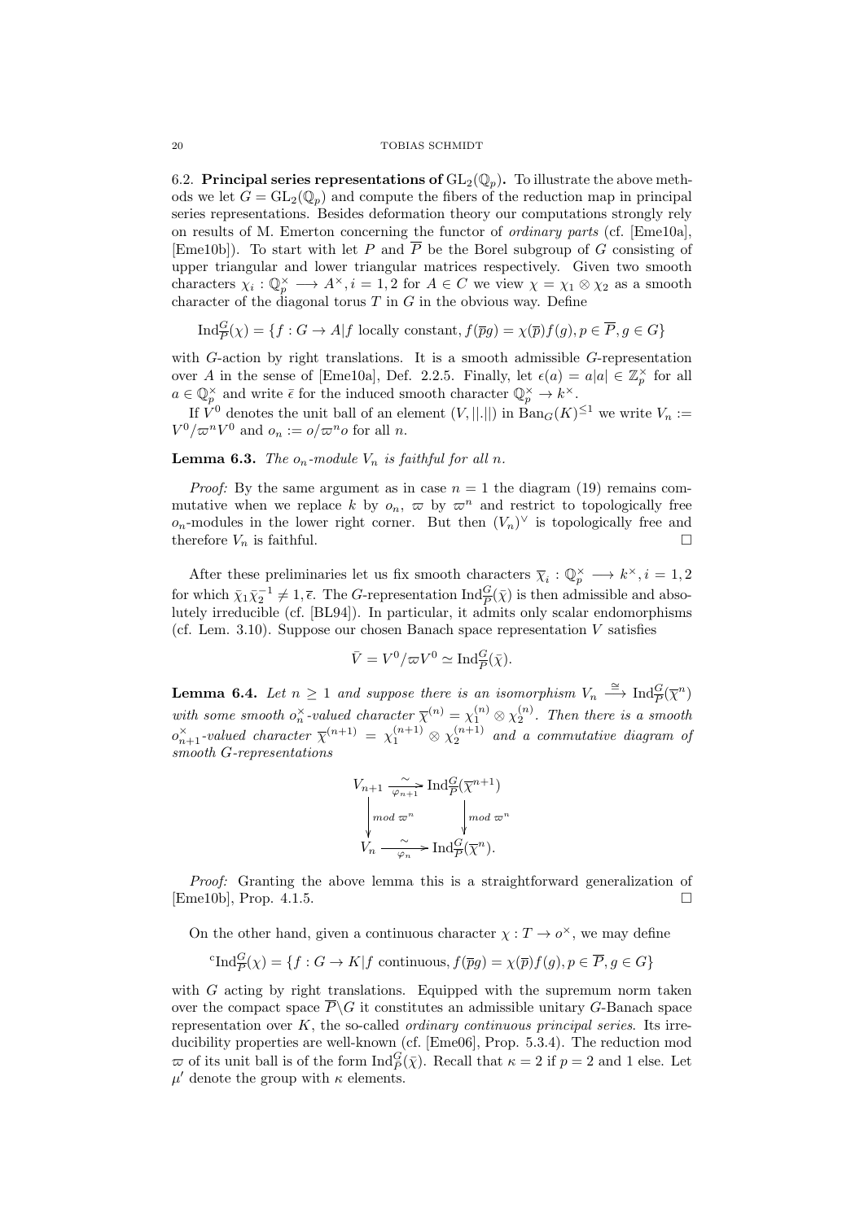6.2. **Principal series representations of $\mathrm{GL}_2(\mathbb{Q}_p)$.** To illustrate the above methods we let $G = \mathrm{GL}_2(\mathbb{Q}_p)$ and compute the fibers of the reduction map in principal series representations. Besides deformation theory our computations strongly rely on results of M. Emerton concerning the functor of *ordinary parts* (cf. [Eme10a], [Eme10b]). To start with let $P$ and $\overline{P}$ be the Borel subgroup of $G$ consisting of upper triangular and lower triangular matrices respectively. Given two smooth characters $\chi_i : \mathbb{Q}_p^\times \longrightarrow A^\times, i = 1, 2$ for $A \in C$ we view $\chi = \chi_1 \otimes \chi_2$ as a smooth character of the diagonal torus $T$ in $G$ in the obvious way. Define

$$\mathrm{Ind}_{\overline{P}}^G(\chi) = \{f : G \to A | f \text{ locally constant}, f(\overline{p}g) = \chi(\overline{p})f(g), p \in \overline{P}, g \in G\}$$

with $G$-action by right translations. It is a smooth admissible $G$-representation over $A$ in the sense of [Eme10a], Def. 2.2.5. Finally, let $\epsilon(a) = a|a| \in \mathbb{Z}_p^\times$ for all $a \in \mathbb{Q}_p^\times$ and write $\bar{\epsilon}$ for the induced smooth character $\mathbb{Q}_p^\times \to k^\times$.

If $V^0$ denotes the unit ball of an element $(V, ||.||)$ in $\mathrm{Ban}_G(K)^{\leq 1}$ we write $V_n := V^0/\varpi^n V^0$ and $o_n := o/\varpi^n o$ for all $n$.

**Lemma 6.3.** *The $o_n$-module $V_n$ is faithful for all $n$.*

*Proof:* By the same argument as in case $n = 1$ the diagram (19) remains commutative when we replace $k$ by $o_n$, $\varpi$ by $\varpi^n$ and restrict to topologically free $o_n$-modules in the lower right corner. But then $(V_n)^\vee$ is topologically free and therefore $V_n$ is faithful. $\square$

After these preliminaries let us fix smooth characters $\overline{\chi}_i : \mathbb{Q}_p^\times \longrightarrow k^\times, i = 1, 2$ for which $\bar{\chi}_1\bar{\chi}_2^{-1} \neq 1, \bar{\epsilon}$. The $G$-representation $\mathrm{Ind}_{\overline{P}}^G(\bar{\chi})$ is then admissible and absolutely irreducible (cf. [BL94]). In particular, it admits only scalar endomorphisms (cf. Lem. 3.10). Suppose our chosen Banach space representation $V$ satisfies

$$\bar{V} = V^0/\varpi V^0 \simeq \mathrm{Ind}_{\overline{P}}^G(\bar{\chi}).$$

**Lemma 6.4.** *Let $n \geq 1$ and suppose there is an isomorphism $V_n \xrightarrow{\cong} \mathrm{Ind}_{\overline{P}}^G(\overline{\chi}^n)$ with some smooth $o_n^\times$-valued character $\overline{\chi}^{(n)} = \chi_1^{(n)} \otimes \chi_2^{(n)}$. Then there is a smooth $o_{n+1}^\times$-valued character $\overline{\chi}^{(n+1)} = \chi_1^{(n+1)} \otimes \chi_2^{(n+1)}$ and a commutative diagram of smooth $G$-representations*

$$\begin{array}{ccc}
V_{n+1} & \xrightarrow[\varphi_{n+1}]{\sim} & \mathrm{Ind}_{\overline{P}}^G(\overline{\chi}^{n+1}) \\
\downarrow{\scriptstyle mod\ \varpi^n} & & \downarrow{\scriptstyle mod\ \varpi^n} \\
V_n & \xrightarrow[\varphi_n]{\sim} & \mathrm{Ind}_{\overline{P}}^G(\overline{\chi}^n).
\end{array}$$

*Proof:* Granting the above lemma this is a straightforward generalization of [Eme10b], Prop. 4.1.5. $\square$

On the other hand, given a continuous character $\chi : T \to o^\times$, we may define

$${}^c\mathrm{Ind}_{\overline{P}}^G(\chi) = \{f : G \to K | f \text{ continuous}, f(\overline{p}g) = \chi(\overline{p})f(g), p \in \overline{P}, g \in G\}$$

with $G$ acting by right translations. Equipped with the supremum norm taken over the compact space $\overline{P}\backslash G$ it constitutes an admissible unitary $G$-Banach space representation over $K$, the so-called *ordinary continuous principal series*. Its irreducibility properties are well-known (cf. [Eme06], Prop. 5.3.4). The reduction mod $\varpi$ of its unit ball is of the form $\mathrm{Ind}_{\overline{P}}^G(\bar{\chi})$. Recall that $\kappa = 2$ if $p = 2$ and 1 else. Let $\mu'$ denote the group with $\kappa$ elements.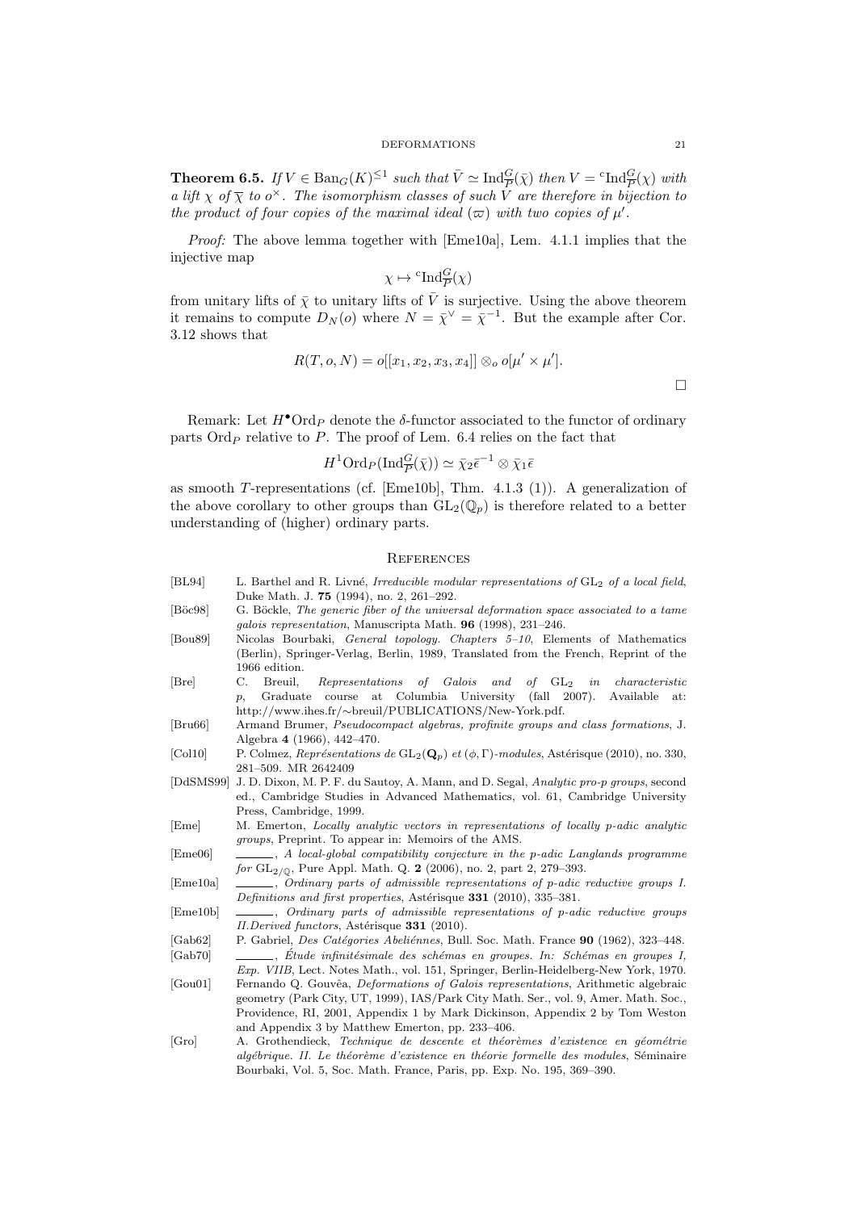**Theorem 6.5.** *If $V \in \mathrm{Ban}_G(K)^{\leq 1}$ such that $\bar{V} \simeq \mathrm{Ind}_{\overline{P}}^G(\bar{\chi})$ then $V = {}^{\mathrm{c}}\mathrm{Ind}_{\overline{P}}^G(\chi)$ with a lift $\chi$ of $\overline{\chi}$ to $o^\times$. The isomorphism classes of such $V$ are therefore in bijection to the product of four copies of the maximal ideal $(\varpi)$ with two copies of $\mu'$.*

*Proof:* The above lemma together with [Eme10a], Lem. 4.1.1 implies that the injective map

$$\chi \mapsto {}^{\mathrm{c}}\mathrm{Ind}_{\overline{P}}^G(\chi)$$

from unitary lifts of $\bar{\chi}$ to unitary lifts of $\bar{V}$ is surjective. Using the above theorem it remains to compute $D_N(o)$ where $N = \bar{\chi}^\vee = \bar{\chi}^{-1}$. But the example after Cor. 3.12 shows that

$$R(T, o, N) = o[[x_1, x_2, x_3, x_4]] \otimes_o o[\mu' \times \mu'].$$

□

Remark: Let $H^\bullet\mathrm{Ord}_P$ denote the $\delta$-functor associated to the functor of ordinary parts $\mathrm{Ord}_P$ relative to $P$. The proof of Lem. 6.4 relies on the fact that

$$H^1\mathrm{Ord}_P(\mathrm{Ind}_{\overline{P}}^G(\bar{\chi})) \simeq \bar{\chi}_2\bar{\epsilon}^{-1} \otimes \bar{\chi}_1\bar{\epsilon}$$

as smooth $T$-representations (cf. [Eme10b], Thm. 4.1.3 (1)). A generalization of the above corollary to other groups than $\mathrm{GL}_2(\mathbb{Q}_p)$ is therefore related to a better understanding of (higher) ordinary parts.

## References

- [BL94] L. Barthel and R. Livné, *Irreducible modular representations of* $\mathrm{GL}_2$ *of a local field*, Duke Math. J. **75** (1994), no. 2, 261–292.
- [Böc98] G. Böckle, *The generic fiber of the universal deformation space associated to a tame galois representation*, Manuscripta Math. **96** (1998), 231–246.
- [Bou89] Nicolas Bourbaki, *General topology. Chapters 5–10*, Elements of Mathematics (Berlin), Springer-Verlag, Berlin, 1989, Translated from the French, Reprint of the 1966 edition.
- [Bre] C. Breuil, *Representations of Galois and of* $\mathrm{GL}_2$ *in characteristic* $p$, Graduate course at Columbia University (fall 2007). Available at: http://www.ihes.fr/∼breuil/PUBLICATIONS/New-York.pdf.
- [Bru66] Armand Brumer, *Pseudocompact algebras, profinite groups and class formations*, J. Algebra **4** (1966), 442–470.
- [Col10] P. Colmez, *Représentations de* $\mathrm{GL}_2(\mathbf{Q}_p)$ *et* $(\phi, \Gamma)$*-modules*, Astérisque (2010), no. 330, 281–509. MR 2642409
- [DdSMS99] J. D. Dixon, M. P. F. du Sautoy, A. Mann, and D. Segal, *Analytic pro-p groups*, second ed., Cambridge Studies in Advanced Mathematics, vol. 61, Cambridge University Press, Cambridge, 1999.
- [Eme] M. Emerton, *Locally analytic vectors in representations of locally p-adic analytic groups*, Preprint. To appear in: Memoirs of the AMS.
- [Eme06] ______, *A local-global compatibility conjecture in the p-adic Langlands programme for* $\mathrm{GL}_{2/\mathbb{Q}}$, Pure Appl. Math. Q. **2** (2006), no. 2, part 2, 279–393.
- [Eme10a] ______, *Ordinary parts of admissible representations of p-adic reductive groups I. Definitions and first properties*, Astérisque **331** (2010), 335–381.
- [Eme10b] ______, *Ordinary parts of admissible representations of p-adic reductive groups II.Derived functors*, Astérisque **331** (2010).
- [Gab62] P. Gabriel, *Des Catégories Abeliénnes*, Bull. Soc. Math. France **90** (1962), 323–448.
- [Gab70] ______, *Étude infinitésimale des schémas en groupes. In: Schémas en groupes I, Exp. VIIB*, Lect. Notes Math., vol. 151, Springer, Berlin-Heidelberg-New York, 1970.
- [Gou01] Fernando Q. Gouvêa, *Deformations of Galois representations*, Arithmetic algebraic geometry (Park City, UT, 1999), IAS/Park City Math. Ser., vol. 9, Amer. Math. Soc., Providence, RI, 2001, Appendix 1 by Mark Dickinson, Appendix 2 by Tom Weston and Appendix 3 by Matthew Emerton, pp. 233–406.
- [Gro] A. Grothendieck, *Technique de descente et théorèmes d'existence en géométrie algébrique. II. Le théorème d'existence en théorie formelle des modules*, Séminaire Bourbaki, Vol. 5, Soc. Math. France, Paris, pp. Exp. No. 195, 369–390.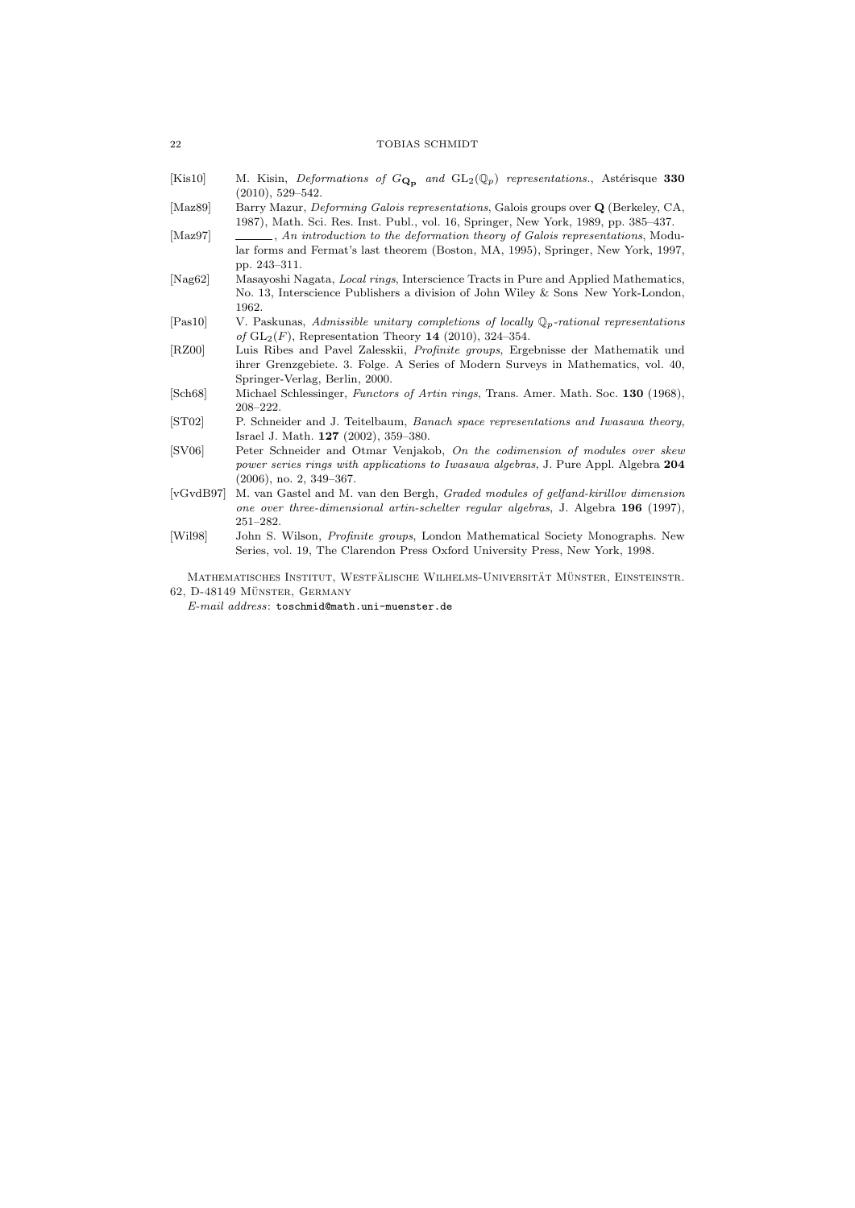[Kis10] M. Kisin, *Deformations of $G_{\mathbf{Q_p}}$ and $\mathrm{GL}_2(\mathbb{Q}_p)$ representations.*, Astérisque **330** (2010), 529–542.

[Maz89] Barry Mazur, *Deforming Galois representations*, Galois groups over **Q** (Berkeley, CA, 1987), Math. Sci. Res. Inst. Publ., vol. 16, Springer, New York, 1989, pp. 385–437.

[Maz97] ______, *An introduction to the deformation theory of Galois representations*, Modular forms and Fermat's last theorem (Boston, MA, 1995), Springer, New York, 1997, pp. 243–311.

[Nag62] Masayoshi Nagata, *Local rings*, Interscience Tracts in Pure and Applied Mathematics, No. 13, Interscience Publishers a division of John Wiley & Sons New York-London, 1962.

[Pas10] V. Paskunas, *Admissible unitary completions of locally $\mathbb{Q}_p$-rational representations of $\mathrm{GL}_2(F)$*, Representation Theory **14** (2010), 324–354.

[RZ00] Luis Ribes and Pavel Zalesskii, *Profinite groups*, Ergebnisse der Mathematik und ihrer Grenzgebiete. 3. Folge. A Series of Modern Surveys in Mathematics, vol. 40, Springer-Verlag, Berlin, 2000.

[Sch68] Michael Schlessinger, *Functors of Artin rings*, Trans. Amer. Math. Soc. **130** (1968), 208–222.

[ST02] P. Schneider and J. Teitelbaum, *Banach space representations and Iwasawa theory*, Israel J. Math. **127** (2002), 359–380.

[SV06] Peter Schneider and Otmar Venjakob, *On the codimension of modules over skew power series rings with applications to Iwasawa algebras*, J. Pure Appl. Algebra **204** (2006), no. 2, 349–367.

[vGvdB97] M. van Gastel and M. van den Bergh, *Graded modules of gelfand-kirillov dimension one over three-dimensional artin-schelter regular algebras*, J. Algebra **196** (1997), 251–282.

[Wil98] John S. Wilson, *Profinite groups*, London Mathematical Society Monographs. New Series, vol. 19, The Clarendon Press Oxford University Press, New York, 1998.

Mathematisches Institut, Westfälische Wilhelms-Universität Münster, Einsteinstr. 62, D-48149 Münster, Germany

*E-mail address*: toschmid@math.uni-muenster.de